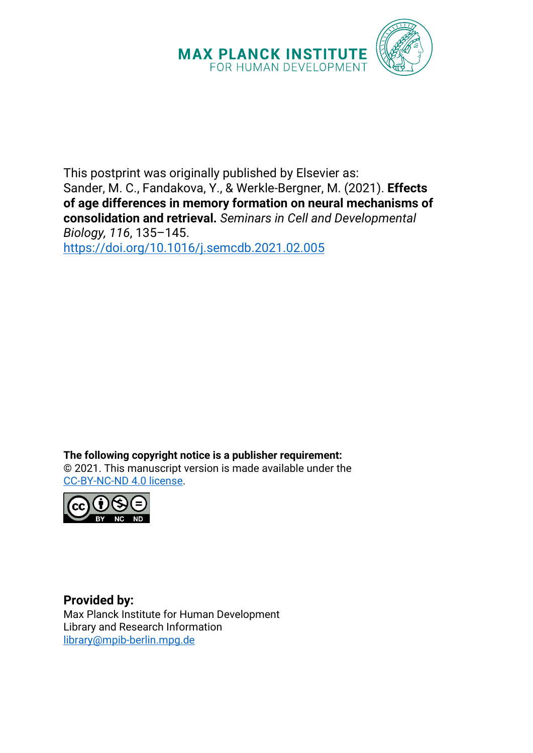**MAX PLANCK INSTITUTE**
FOR HUMAN DEVELOPMENT

This postprint was originally published by Elsevier as:
Sander, M. C., Fandakova, Y., & Werkle-Bergner, M. (2021). **Effects of age differences in memory formation on neural mechanisms of consolidation and retrieval.** *Seminars in Cell and Developmental Biology, 116*, 135–145.
https://doi.org/10.1016/j.semcdb.2021.02.005

**The following copyright notice is a publisher requirement:**
© 2021. This manuscript version is made available under the CC-BY-NC-ND 4.0 license.

**Provided by:**
Max Planck Institute for Human Development
Library and Research Information
library@mpib-berlin.mpg.de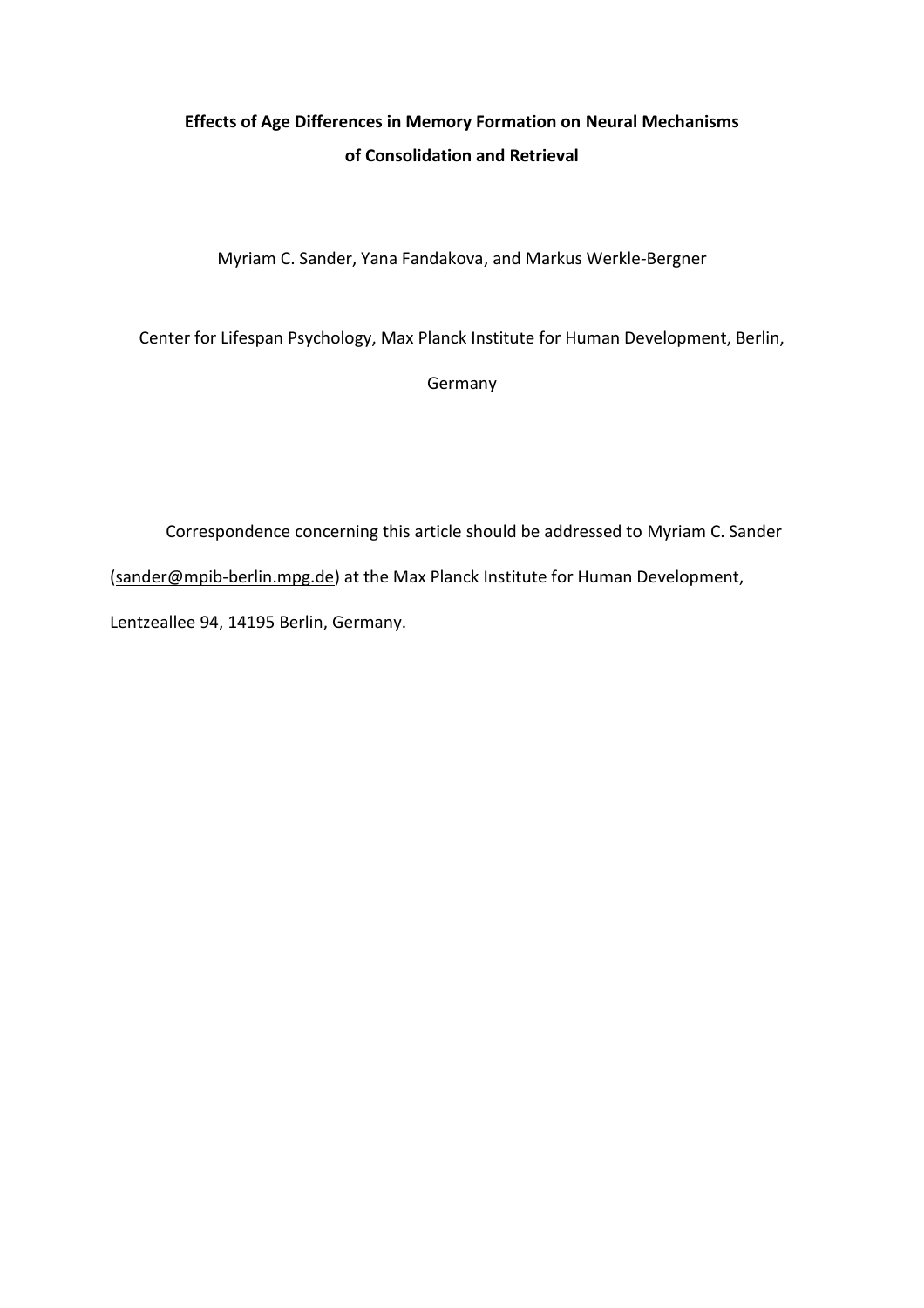**Effects of Age Differences in Memory Formation on Neural Mechanisms of Consolidation and Retrieval**

Myriam C. Sander, Yana Fandakova, and Markus Werkle-Bergner

Center for Lifespan Psychology, Max Planck Institute for Human Development, Berlin, Germany

Correspondence concerning this article should be addressed to Myriam C. Sander (sander@mpib-berlin.mpg.de) at the Max Planck Institute for Human Development, Lentzeallee 94, 14195 Berlin, Germany.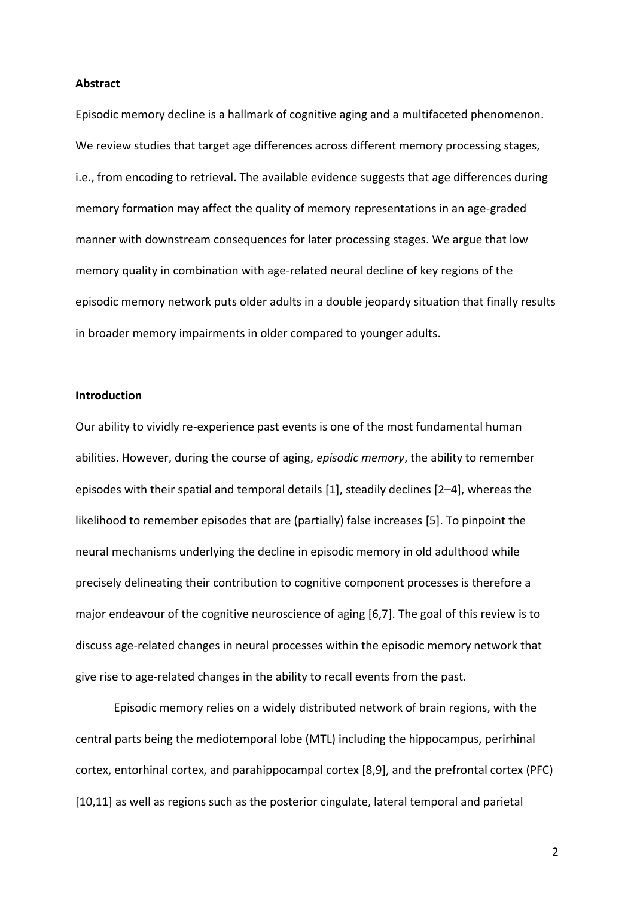**Abstract**

Episodic memory decline is a hallmark of cognitive aging and a multifaceted phenomenon. We review studies that target age differences across different memory processing stages, i.e., from encoding to retrieval. The available evidence suggests that age differences during memory formation may affect the quality of memory representations in an age-graded manner with downstream consequences for later processing stages. We argue that low memory quality in combination with age-related neural decline of key regions of the episodic memory network puts older adults in a double jeopardy situation that finally results in broader memory impairments in older compared to younger adults.

**Introduction**

Our ability to vividly re-experience past events is one of the most fundamental human abilities. However, during the course of aging, *episodic memory*, the ability to remember episodes with their spatial and temporal details [1], steadily declines [2–4], whereas the likelihood to remember episodes that are (partially) false increases [5]. To pinpoint the neural mechanisms underlying the decline in episodic memory in old adulthood while precisely delineating their contribution to cognitive component processes is therefore a major endeavour of the cognitive neuroscience of aging [6,7]. The goal of this review is to discuss age-related changes in neural processes within the episodic memory network that give rise to age-related changes in the ability to recall events from the past.

Episodic memory relies on a widely distributed network of brain regions, with the central parts being the mediotemporal lobe (MTL) including the hippocampus, perirhinal cortex, entorhinal cortex, and parahippocampal cortex [8,9], and the prefrontal cortex (PFC) [10,11] as well as regions such as the posterior cingulate, lateral temporal and parietal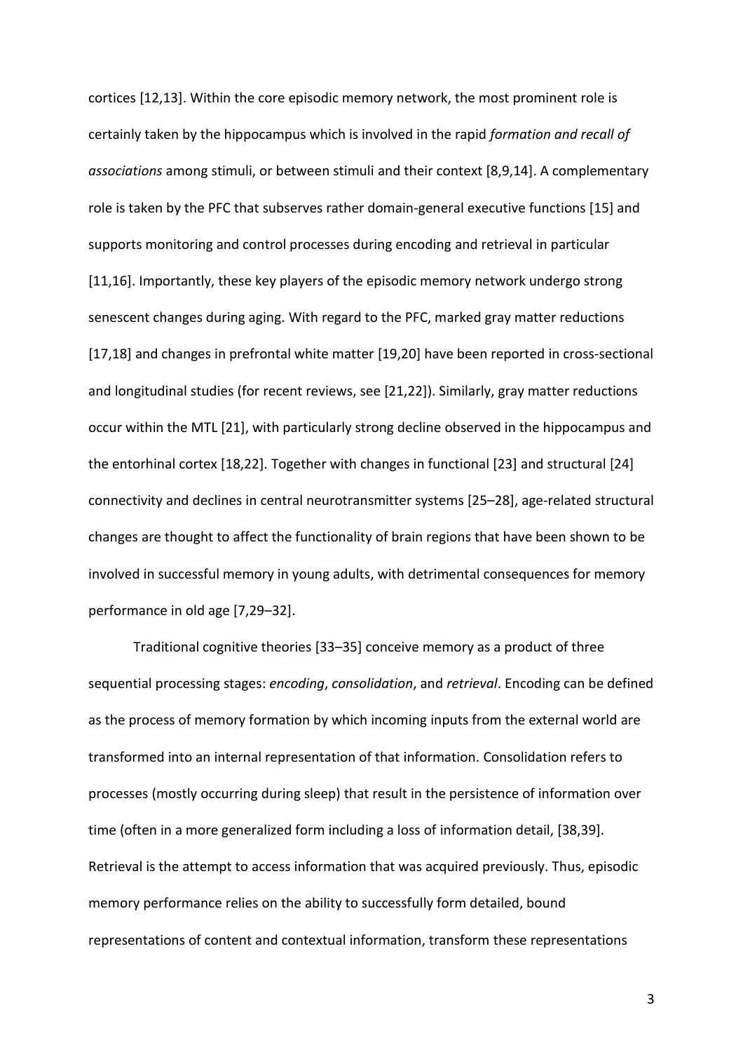cortices [12,13]. Within the core episodic memory network, the most prominent role is certainly taken by the hippocampus which is involved in the rapid *formation and recall of associations* among stimuli, or between stimuli and their context [8,9,14]. A complementary role is taken by the PFC that subserves rather domain-general executive functions [15] and supports monitoring and control processes during encoding and retrieval in particular [11,16]. Importantly, these key players of the episodic memory network undergo strong senescent changes during aging. With regard to the PFC, marked gray matter reductions [17,18] and changes in prefrontal white matter [19,20] have been reported in cross-sectional and longitudinal studies (for recent reviews, see [21,22]). Similarly, gray matter reductions occur within the MTL [21], with particularly strong decline observed in the hippocampus and the entorhinal cortex [18,22]. Together with changes in functional [23] and structural [24] connectivity and declines in central neurotransmitter systems [25–28], age-related structural changes are thought to affect the functionality of brain regions that have been shown to be involved in successful memory in young adults, with detrimental consequences for memory performance in old age [7,29–32].

Traditional cognitive theories [33–35] conceive memory as a product of three sequential processing stages: *encoding*, *consolidation*, and *retrieval*. Encoding can be defined as the process of memory formation by which incoming inputs from the external world are transformed into an internal representation of that information. Consolidation refers to processes (mostly occurring during sleep) that result in the persistence of information over time (often in a more generalized form including a loss of information detail, [38,39]. Retrieval is the attempt to access information that was acquired previously. Thus, episodic memory performance relies on the ability to successfully form detailed, bound representations of content and contextual information, transform these representations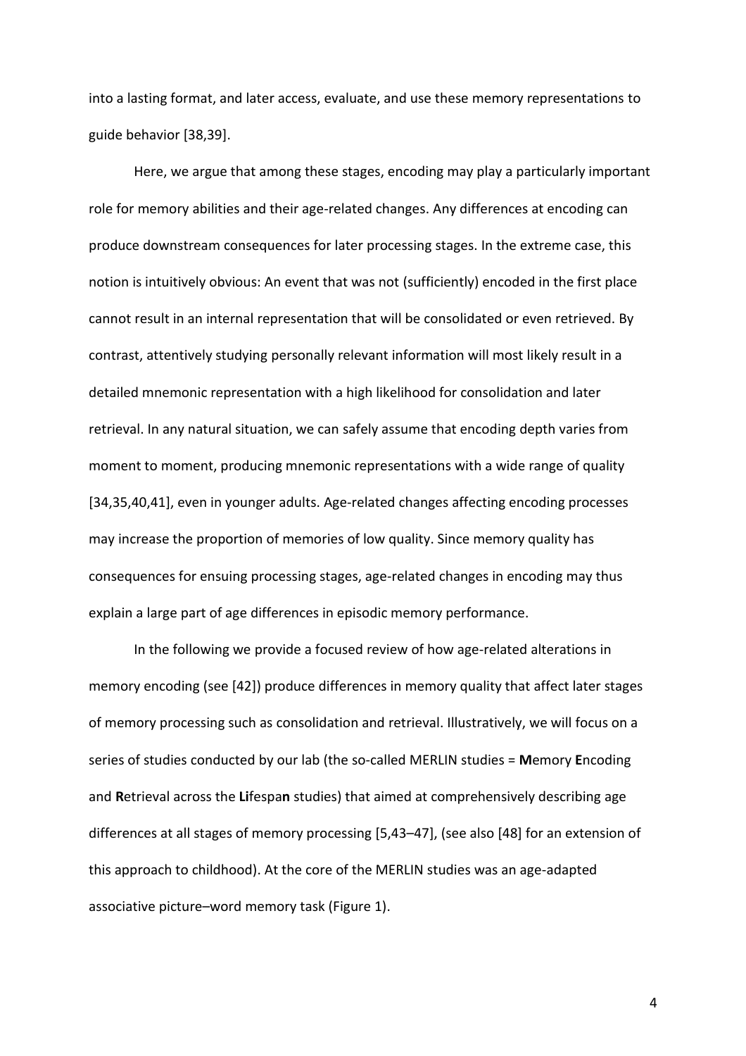into a lasting format, and later access, evaluate, and use these memory representations to guide behavior [38,39].

Here, we argue that among these stages, encoding may play a particularly important role for memory abilities and their age-related changes. Any differences at encoding can produce downstream consequences for later processing stages. In the extreme case, this notion is intuitively obvious: An event that was not (sufficiently) encoded in the first place cannot result in an internal representation that will be consolidated or even retrieved. By contrast, attentively studying personally relevant information will most likely result in a detailed mnemonic representation with a high likelihood for consolidation and later retrieval. In any natural situation, we can safely assume that encoding depth varies from moment to moment, producing mnemonic representations with a wide range of quality [34,35,40,41], even in younger adults. Age-related changes affecting encoding processes may increase the proportion of memories of low quality. Since memory quality has consequences for ensuing processing stages, age-related changes in encoding may thus explain a large part of age differences in episodic memory performance.

In the following we provide a focused review of how age-related alterations in memory encoding (see [42]) produce differences in memory quality that affect later stages of memory processing such as consolidation and retrieval. Illustratively, we will focus on a series of studies conducted by our lab (the so-called MERLIN studies = **M**emory **E**ncoding and **R**etrieval across the **Li**fespa**n** studies) that aimed at comprehensively describing age differences at all stages of memory processing [5,43–47], (see also [48] for an extension of this approach to childhood). At the core of the MERLIN studies was an age-adapted associative picture–word memory task (Figure 1).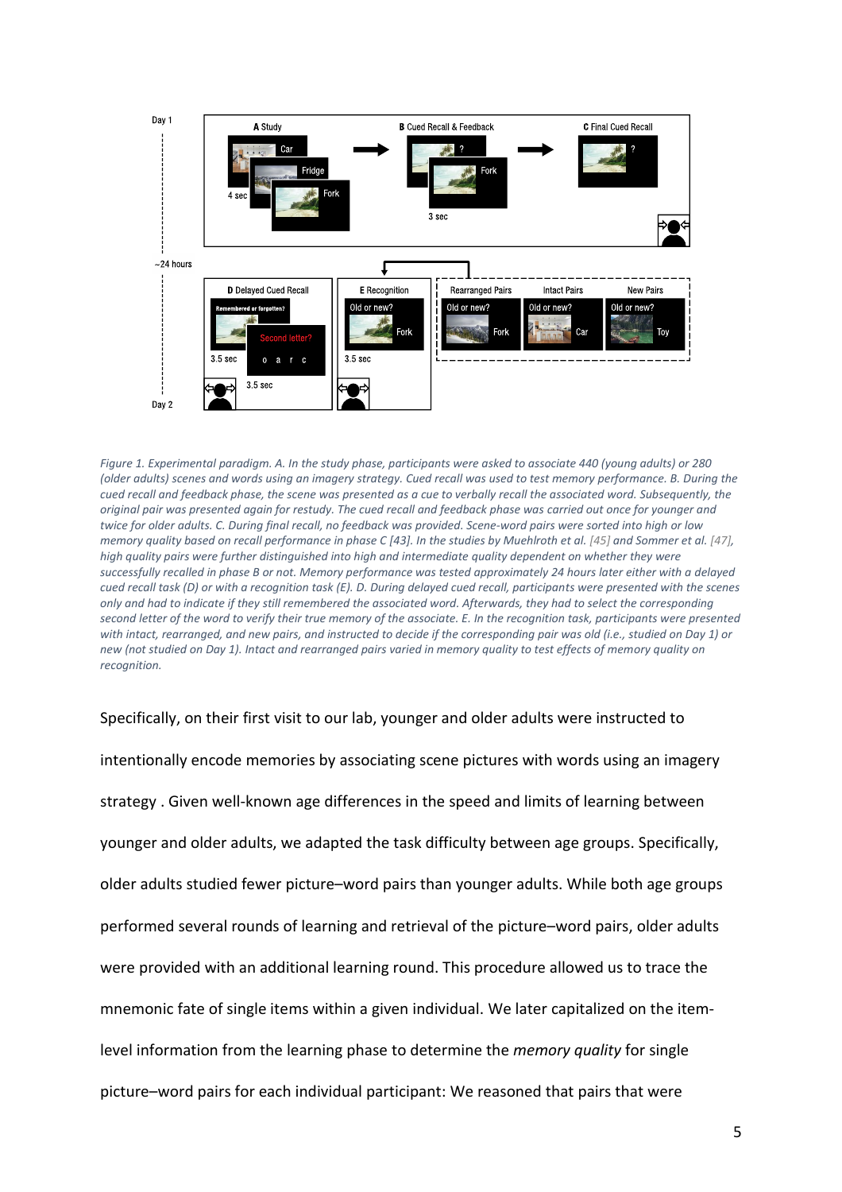*Figure 1. Experimental paradigm. A. In the study phase, participants were asked to associate 440 (young adults) or 280 (older adults) scenes and words using an imagery strategy. Cued recall was used to test memory performance. B. During the cued recall and feedback phase, the scene was presented as a cue to verbally recall the associated word. Subsequently, the original pair was presented again for restudy. The cued recall and feedback phase was carried out once for younger and twice for older adults. C. During final recall, no feedback was provided. Scene-word pairs were sorted into high or low memory quality based on recall performance in phase C [43]. In the studies by Muehlroth et al. [45] and Sommer et al. [47], high quality pairs were further distinguished into high and intermediate quality dependent on whether they were successfully recalled in phase B or not. Memory performance was tested approximately 24 hours later either with a delayed cued recall task (D) or with a recognition task (E). D. During delayed cued recall, participants were presented with the scenes only and had to indicate if they still remembered the associated word. Afterwards, they had to select the corresponding second letter of the word to verify their true memory of the associate. E. In the recognition task, participants were presented with intact, rearranged, and new pairs, and instructed to decide if the corresponding pair was old (i.e., studied on Day 1) or new (not studied on Day 1). Intact and rearranged pairs varied in memory quality to test effects of memory quality on recognition.*

Specifically, on their first visit to our lab, younger and older adults were instructed to intentionally encode memories by associating scene pictures with words using an imagery strategy . Given well-known age differences in the speed and limits of learning between younger and older adults, we adapted the task difficulty between age groups. Specifically, older adults studied fewer picture–word pairs than younger adults. While both age groups performed several rounds of learning and retrieval of the picture–word pairs, older adults were provided with an additional learning round. This procedure allowed us to trace the mnemonic fate of single items within a given individual. We later capitalized on the item-level information from the learning phase to determine the *memory quality* for single picture–word pairs for each individual participant: We reasoned that pairs that were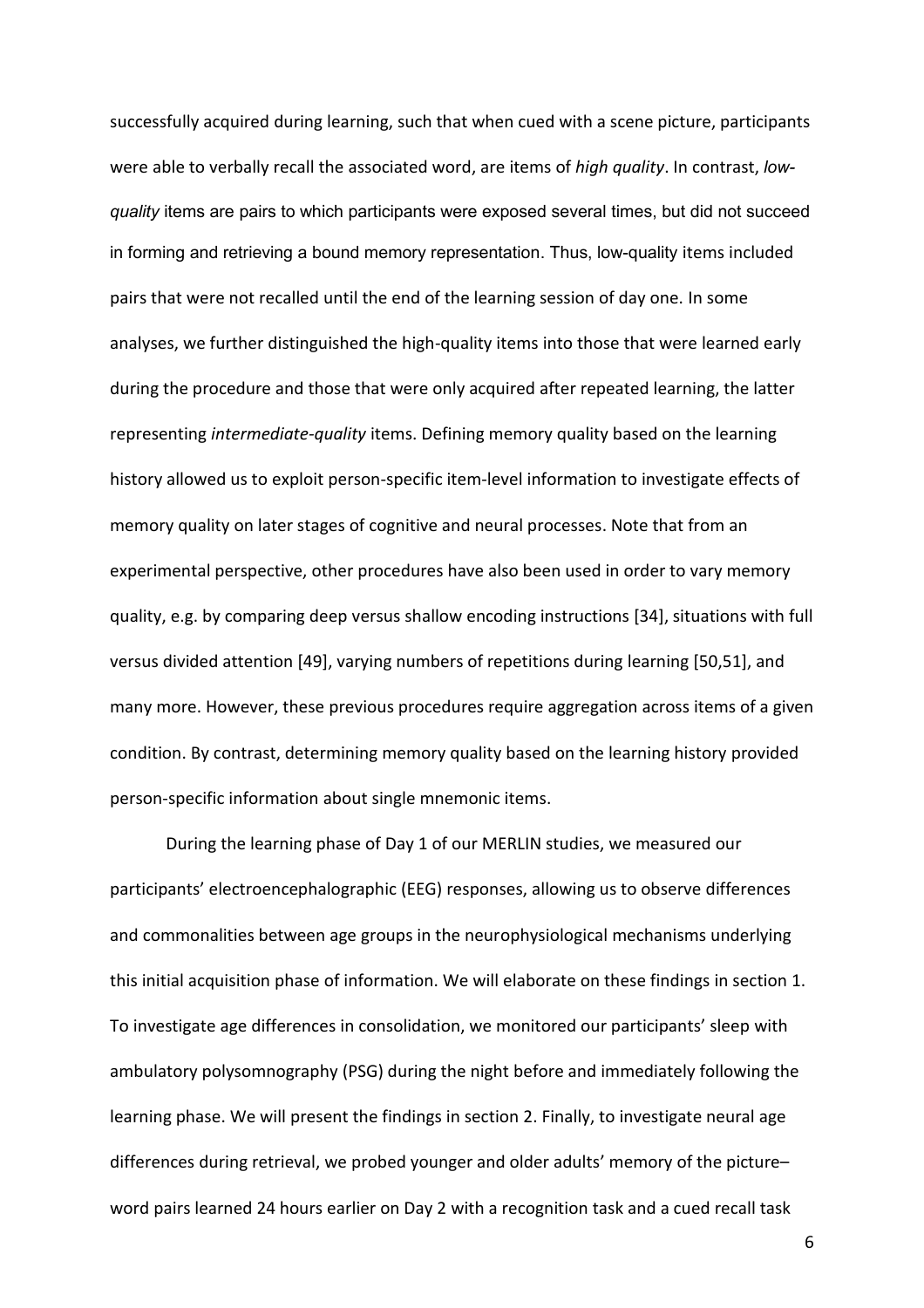successfully acquired during learning, such that when cued with a scene picture, participants were able to verbally recall the associated word, are items of *high quality*. In contrast, *low-quality* items are pairs to which participants were exposed several times, but did not succeed in forming and retrieving a bound memory representation. Thus, low-quality items included pairs that were not recalled until the end of the learning session of day one. In some analyses, we further distinguished the high-quality items into those that were learned early during the procedure and those that were only acquired after repeated learning, the latter representing *intermediate-quality* items. Defining memory quality based on the learning history allowed us to exploit person-specific item-level information to investigate effects of memory quality on later stages of cognitive and neural processes. Note that from an experimental perspective, other procedures have also been used in order to vary memory quality, e.g. by comparing deep versus shallow encoding instructions [34], situations with full versus divided attention [49], varying numbers of repetitions during learning [50,51], and many more. However, these previous procedures require aggregation across items of a given condition. By contrast, determining memory quality based on the learning history provided person-specific information about single mnemonic items.

During the learning phase of Day 1 of our MERLIN studies, we measured our participants' electroencephalographic (EEG) responses, allowing us to observe differences and commonalities between age groups in the neurophysiological mechanisms underlying this initial acquisition phase of information. We will elaborate on these findings in section 1. To investigate age differences in consolidation, we monitored our participants' sleep with ambulatory polysomnography (PSG) during the night before and immediately following the learning phase. We will present the findings in section 2. Finally, to investigate neural age differences during retrieval, we probed younger and older adults' memory of the picture–word pairs learned 24 hours earlier on Day 2 with a recognition task and a cued recall task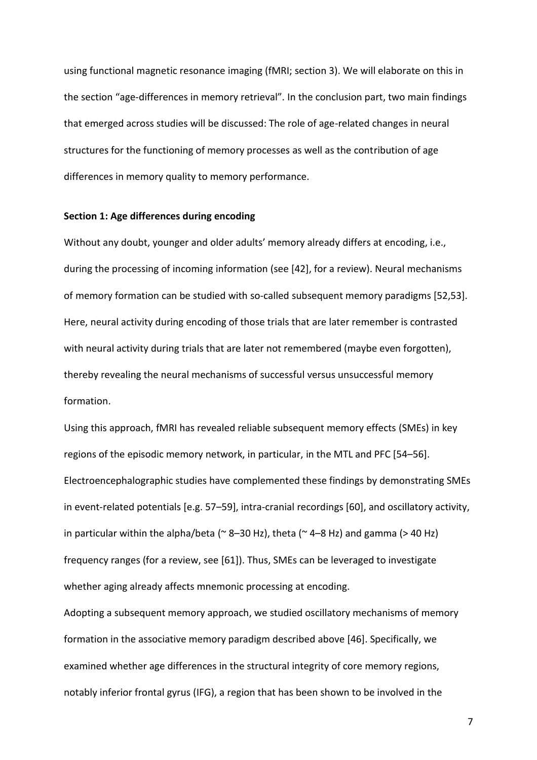using functional magnetic resonance imaging (fMRI; section 3). We will elaborate on this in the section "age-differences in memory retrieval". In the conclusion part, two main findings that emerged across studies will be discussed: The role of age-related changes in neural structures for the functioning of memory processes as well as the contribution of age differences in memory quality to memory performance.

**Section 1: Age differences during encoding**

Without any doubt, younger and older adults' memory already differs at encoding, i.e., during the processing of incoming information (see [42], for a review). Neural mechanisms of memory formation can be studied with so-called subsequent memory paradigms [52,53]. Here, neural activity during encoding of those trials that are later remember is contrasted with neural activity during trials that are later not remembered (maybe even forgotten), thereby revealing the neural mechanisms of successful versus unsuccessful memory formation.

Using this approach, fMRI has revealed reliable subsequent memory effects (SMEs) in key regions of the episodic memory network, in particular, in the MTL and PFC [54–56]. Electroencephalographic studies have complemented these findings by demonstrating SMEs in event-related potentials [e.g. 57–59], intra-cranial recordings [60], and oscillatory activity, in particular within the alpha/beta (~ 8–30 Hz), theta (~ 4–8 Hz) and gamma (> 40 Hz) frequency ranges (for a review, see [61]). Thus, SMEs can be leveraged to investigate whether aging already affects mnemonic processing at encoding.

Adopting a subsequent memory approach, we studied oscillatory mechanisms of memory formation in the associative memory paradigm described above [46]. Specifically, we examined whether age differences in the structural integrity of core memory regions, notably inferior frontal gyrus (IFG), a region that has been shown to be involved in the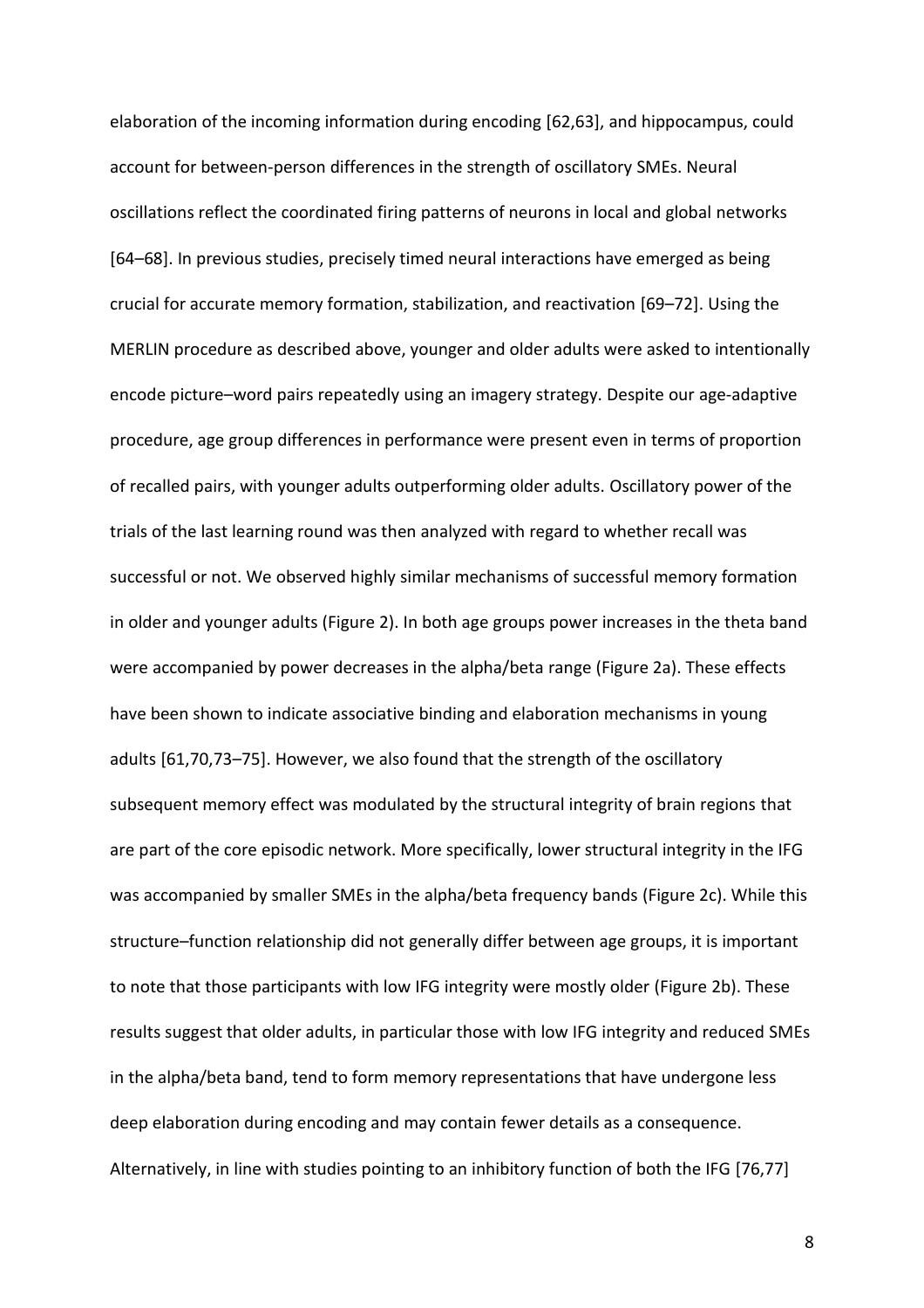elaboration of the incoming information during encoding [62,63], and hippocampus, could account for between-person differences in the strength of oscillatory SMEs. Neural oscillations reflect the coordinated firing patterns of neurons in local and global networks [64–68]. In previous studies, precisely timed neural interactions have emerged as being crucial for accurate memory formation, stabilization, and reactivation [69–72]. Using the MERLIN procedure as described above, younger and older adults were asked to intentionally encode picture–word pairs repeatedly using an imagery strategy. Despite our age-adaptive procedure, age group differences in performance were present even in terms of proportion of recalled pairs, with younger adults outperforming older adults. Oscillatory power of the trials of the last learning round was then analyzed with regard to whether recall was successful or not. We observed highly similar mechanisms of successful memory formation in older and younger adults (Figure 2). In both age groups power increases in the theta band were accompanied by power decreases in the alpha/beta range (Figure 2a). These effects have been shown to indicate associative binding and elaboration mechanisms in young adults [61,70,73–75]. However, we also found that the strength of the oscillatory subsequent memory effect was modulated by the structural integrity of brain regions that are part of the core episodic network. More specifically, lower structural integrity in the IFG was accompanied by smaller SMEs in the alpha/beta frequency bands (Figure 2c). While this structure–function relationship did not generally differ between age groups, it is important to note that those participants with low IFG integrity were mostly older (Figure 2b). These results suggest that older adults, in particular those with low IFG integrity and reduced SMEs in the alpha/beta band, tend to form memory representations that have undergone less deep elaboration during encoding and may contain fewer details as a consequence. Alternatively, in line with studies pointing to an inhibitory function of both the IFG [76,77]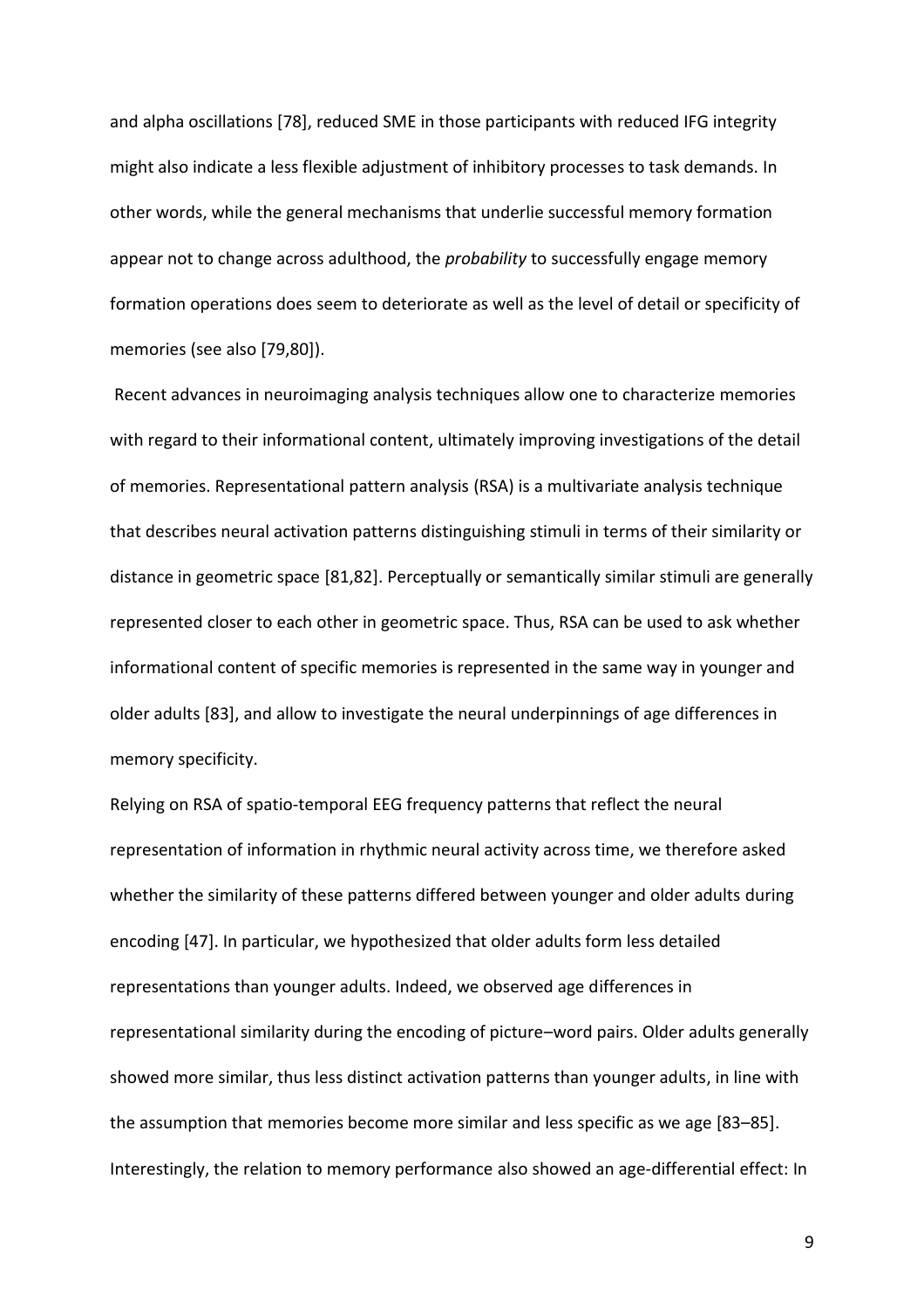and alpha oscillations [78], reduced SME in those participants with reduced IFG integrity might also indicate a less flexible adjustment of inhibitory processes to task demands. In other words, while the general mechanisms that underlie successful memory formation appear not to change across adulthood, the *probability* to successfully engage memory formation operations does seem to deteriorate as well as the level of detail or specificity of memories (see also [79,80]).

Recent advances in neuroimaging analysis techniques allow one to characterize memories with regard to their informational content, ultimately improving investigations of the detail of memories. Representational pattern analysis (RSA) is a multivariate analysis technique that describes neural activation patterns distinguishing stimuli in terms of their similarity or distance in geometric space [81,82]. Perceptually or semantically similar stimuli are generally represented closer to each other in geometric space. Thus, RSA can be used to ask whether informational content of specific memories is represented in the same way in younger and older adults [83], and allow to investigate the neural underpinnings of age differences in memory specificity.

Relying on RSA of spatio-temporal EEG frequency patterns that reflect the neural representation of information in rhythmic neural activity across time, we therefore asked whether the similarity of these patterns differed between younger and older adults during encoding [47]. In particular, we hypothesized that older adults form less detailed representations than younger adults. Indeed, we observed age differences in representational similarity during the encoding of picture–word pairs. Older adults generally showed more similar, thus less distinct activation patterns than younger adults, in line with the assumption that memories become more similar and less specific as we age [83–85]. Interestingly, the relation to memory performance also showed an age-differential effect: In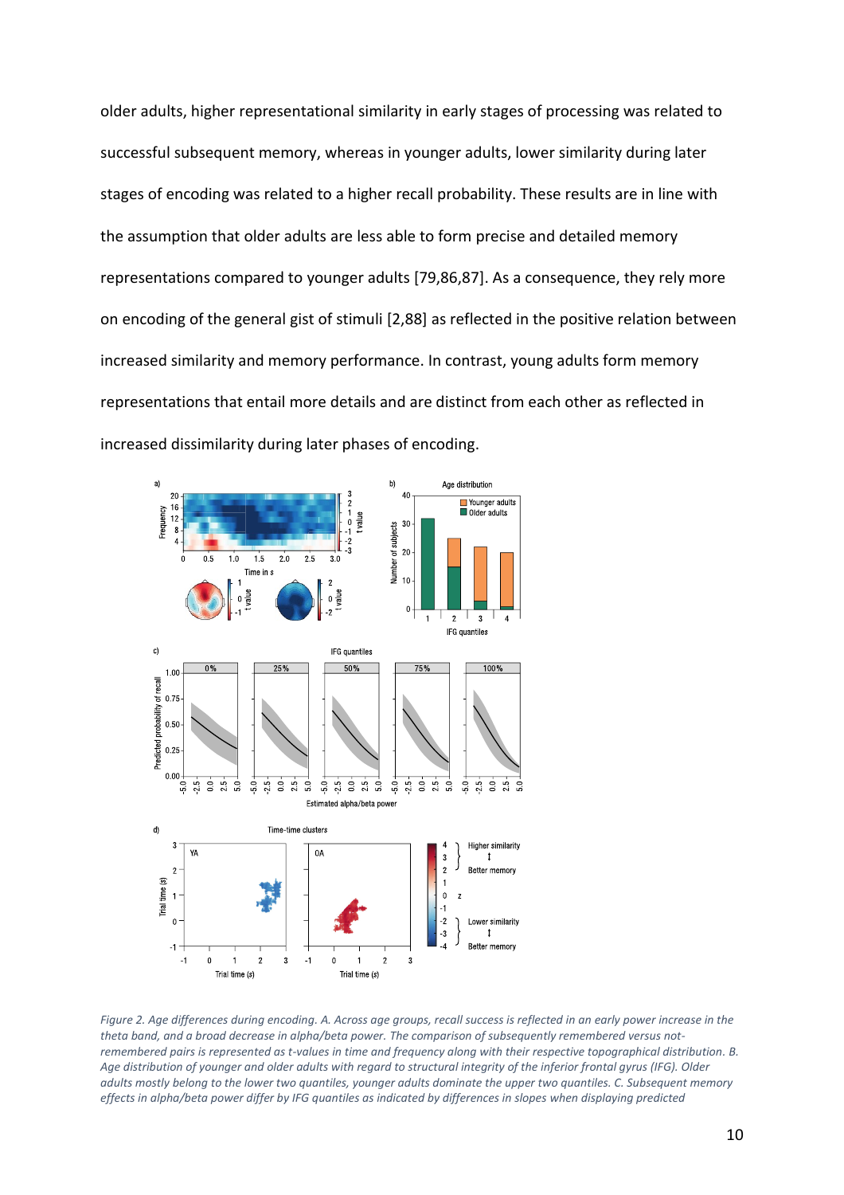older adults, higher representational similarity in early stages of processing was related to successful subsequent memory, whereas in younger adults, lower similarity during later stages of encoding was related to a higher recall probability. These results are in line with the assumption that older adults are less able to form precise and detailed memory representations compared to younger adults [79,86,87]. As a consequence, they rely more on encoding of the general gist of stimuli [2,88] as reflected in the positive relation between increased similarity and memory performance. In contrast, young adults form memory representations that entail more details and are distinct from each other as reflected in increased dissimilarity during later phases of encoding.

*Figure 2. Age differences during encoding. A. Across age groups, recall success is reflected in an early power increase in the theta band, and a broad decrease in alpha/beta power. The comparison of subsequently remembered versus not-remembered pairs is represented as t-values in time and frequency along with their respective topographical distribution. B. Age distribution of younger and older adults with regard to structural integrity of the inferior frontal gyrus (IFG). Older adults mostly belong to the lower two quantiles, younger adults dominate the upper two quantiles. C. Subsequent memory effects in alpha/beta power differ by IFG quantiles as indicated by differences in slopes when displaying predicted*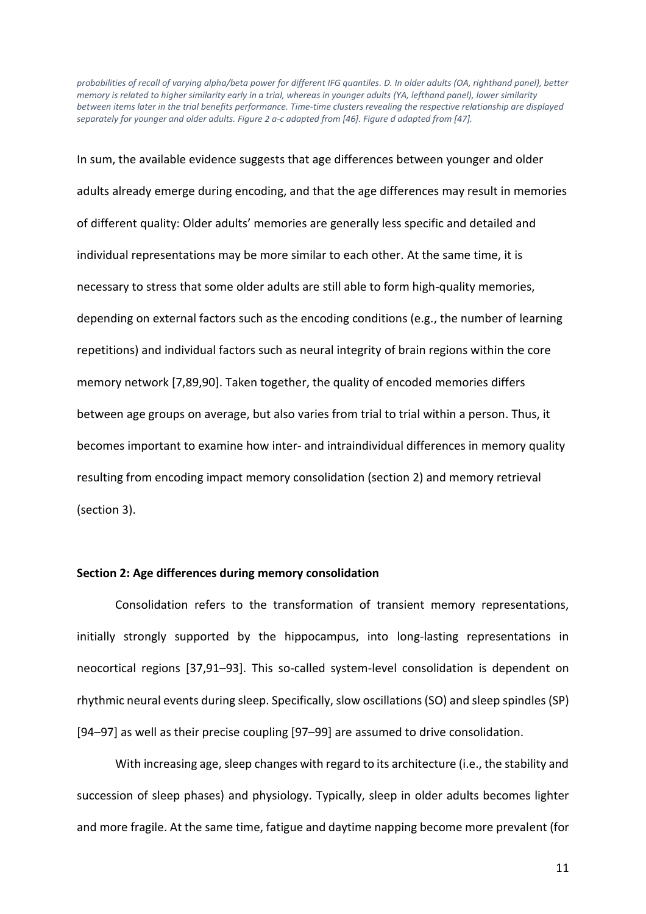*probabilities of recall of varying alpha/beta power for different IFG quantiles. D. In older adults (OA, righthand panel), better memory is related to higher similarity early in a trial, whereas in younger adults (YA, lefthand panel), lower similarity between items later in the trial benefits performance. Time-time clusters revealing the respective relationship are displayed separately for younger and older adults. Figure 2 a-c adapted from [46]. Figure d adapted from [47].*

In sum, the available evidence suggests that age differences between younger and older adults already emerge during encoding, and that the age differences may result in memories of different quality: Older adults' memories are generally less specific and detailed and individual representations may be more similar to each other. At the same time, it is necessary to stress that some older adults are still able to form high-quality memories, depending on external factors such as the encoding conditions (e.g., the number of learning repetitions) and individual factors such as neural integrity of brain regions within the core memory network [7,89,90]. Taken together, the quality of encoded memories differs between age groups on average, but also varies from trial to trial within a person. Thus, it becomes important to examine how inter- and intraindividual differences in memory quality resulting from encoding impact memory consolidation (section 2) and memory retrieval (section 3).

**Section 2: Age differences during memory consolidation**

Consolidation refers to the transformation of transient memory representations, initially strongly supported by the hippocampus, into long-lasting representations in neocortical regions [37,91–93]. This so-called system-level consolidation is dependent on rhythmic neural events during sleep. Specifically, slow oscillations (SO) and sleep spindles (SP) [94–97] as well as their precise coupling [97–99] are assumed to drive consolidation.

With increasing age, sleep changes with regard to its architecture (i.e., the stability and succession of sleep phases) and physiology. Typically, sleep in older adults becomes lighter and more fragile. At the same time, fatigue and daytime napping become more prevalent (for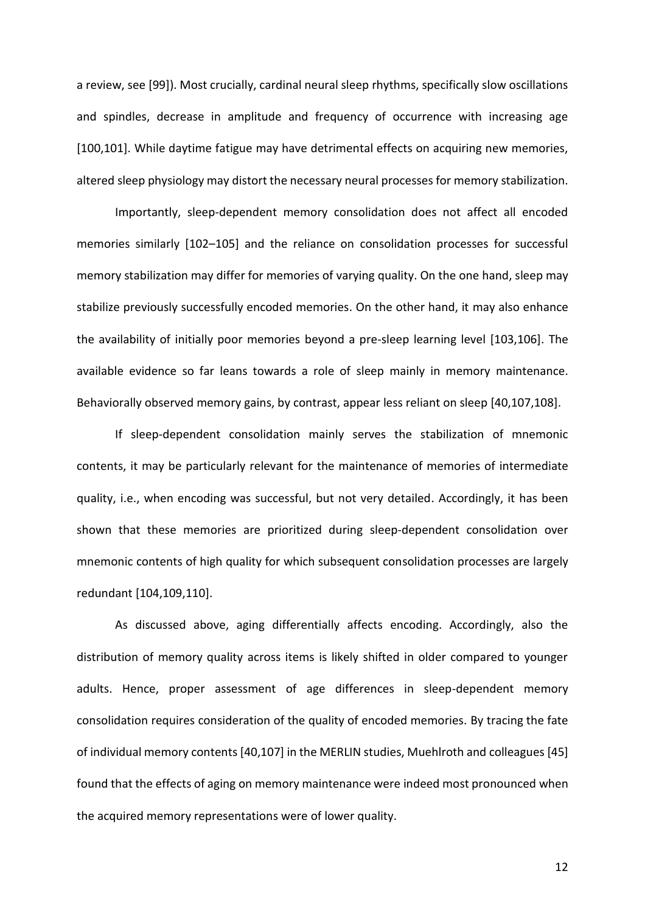a review, see [99]). Most crucially, cardinal neural sleep rhythms, specifically slow oscillations and spindles, decrease in amplitude and frequency of occurrence with increasing age [100,101]. While daytime fatigue may have detrimental effects on acquiring new memories, altered sleep physiology may distort the necessary neural processes for memory stabilization.

Importantly, sleep-dependent memory consolidation does not affect all encoded memories similarly [102–105] and the reliance on consolidation processes for successful memory stabilization may differ for memories of varying quality. On the one hand, sleep may stabilize previously successfully encoded memories. On the other hand, it may also enhance the availability of initially poor memories beyond a pre-sleep learning level [103,106]. The available evidence so far leans towards a role of sleep mainly in memory maintenance. Behaviorally observed memory gains, by contrast, appear less reliant on sleep [40,107,108].

If sleep-dependent consolidation mainly serves the stabilization of mnemonic contents, it may be particularly relevant for the maintenance of memories of intermediate quality, i.e., when encoding was successful, but not very detailed. Accordingly, it has been shown that these memories are prioritized during sleep-dependent consolidation over mnemonic contents of high quality for which subsequent consolidation processes are largely redundant [104,109,110].

As discussed above, aging differentially affects encoding. Accordingly, also the distribution of memory quality across items is likely shifted in older compared to younger adults. Hence, proper assessment of age differences in sleep-dependent memory consolidation requires consideration of the quality of encoded memories. By tracing the fate of individual memory contents [40,107] in the MERLIN studies, Muehlroth and colleagues [45] found that the effects of aging on memory maintenance were indeed most pronounced when the acquired memory representations were of lower quality.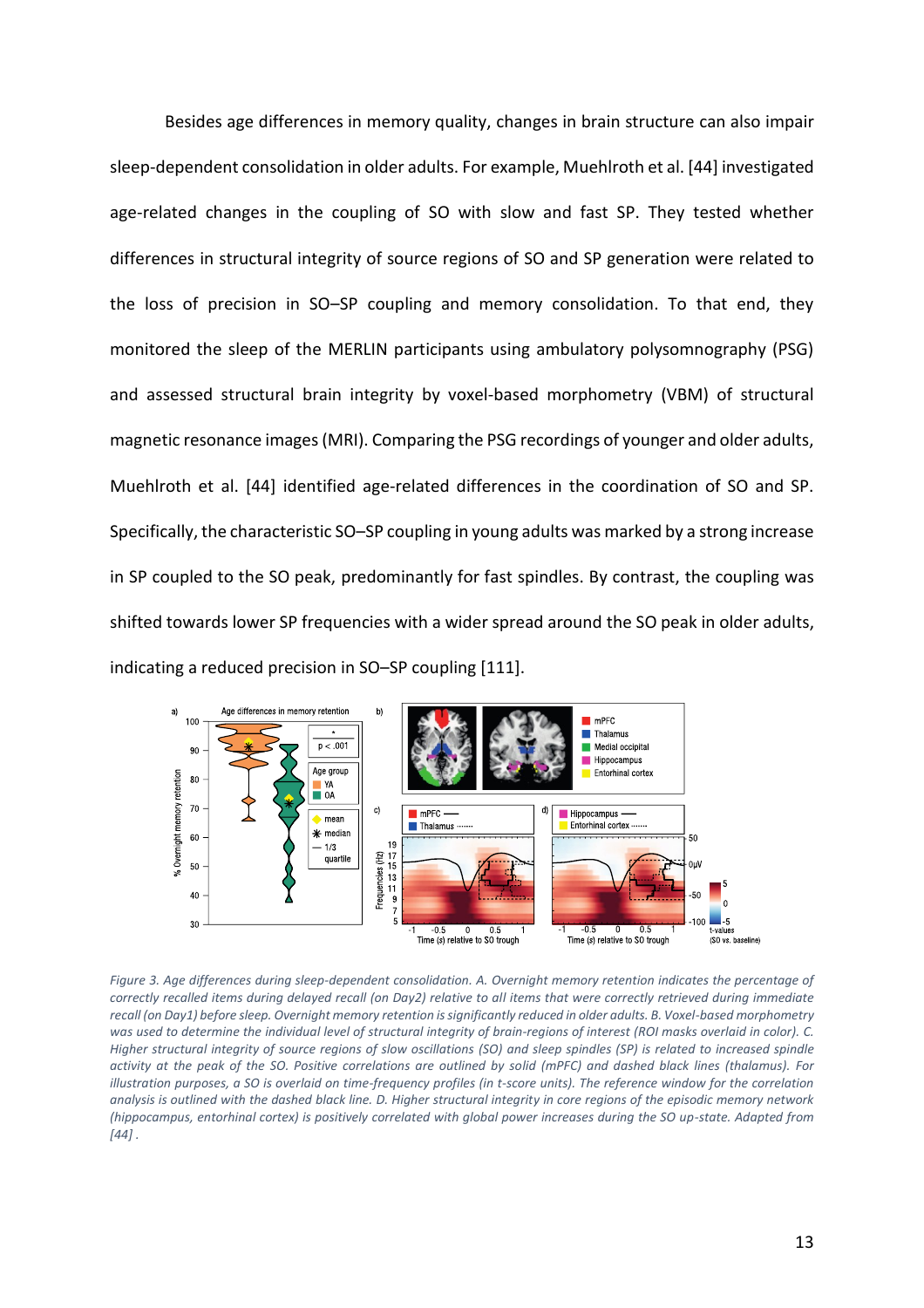Besides age differences in memory quality, changes in brain structure can also impair sleep-dependent consolidation in older adults. For example, Muehlroth et al. [44] investigated age-related changes in the coupling of SO with slow and fast SP. They tested whether differences in structural integrity of source regions of SO and SP generation were related to the loss of precision in SO–SP coupling and memory consolidation. To that end, they monitored the sleep of the MERLIN participants using ambulatory polysomnography (PSG) and assessed structural brain integrity by voxel-based morphometry (VBM) of structural magnetic resonance images (MRI). Comparing the PSG recordings of younger and older adults, Muehlroth et al. [44] identified age-related differences in the coordination of SO and SP. Specifically, the characteristic SO–SP coupling in young adults was marked by a strong increase in SP coupled to the SO peak, predominantly for fast spindles. By contrast, the coupling was shifted towards lower SP frequencies with a wider spread around the SO peak in older adults, indicating a reduced precision in SO–SP coupling [111].

*Figure 3. Age differences during sleep-dependent consolidation. A. Overnight memory retention indicates the percentage of correctly recalled items during delayed recall (on Day2) relative to all items that were correctly retrieved during immediate recall (on Day1) before sleep. Overnight memory retention is significantly reduced in older adults. B. Voxel-based morphometry was used to determine the individual level of structural integrity of brain-regions of interest (ROI masks overlaid in color). C. Higher structural integrity of source regions of slow oscillations (SO) and sleep spindles (SP) is related to increased spindle activity at the peak of the SO. Positive correlations are outlined by solid (mPFC) and dashed black lines (thalamus). For illustration purposes, a SO is overlaid on time-frequency profiles (in t-score units). The reference window for the correlation analysis is outlined with the dashed black line. D. Higher structural integrity in core regions of the episodic memory network (hippocampus, entorhinal cortex) is positively correlated with global power increases during the SO up-state. Adapted from [44] .*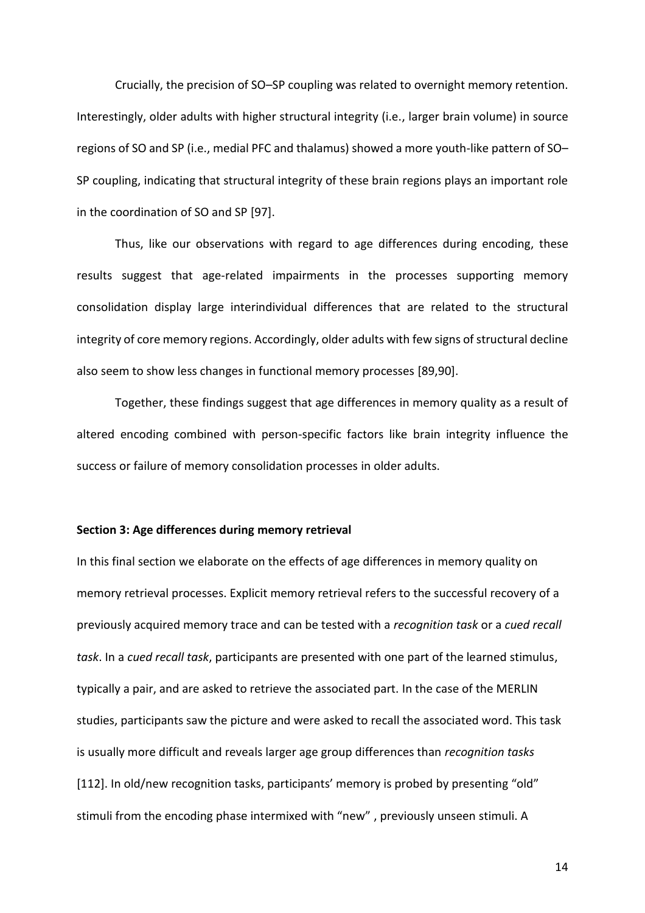Crucially, the precision of SO–SP coupling was related to overnight memory retention. Interestingly, older adults with higher structural integrity (i.e., larger brain volume) in source regions of SO and SP (i.e., medial PFC and thalamus) showed a more youth-like pattern of SO–SP coupling, indicating that structural integrity of these brain regions plays an important role in the coordination of SO and SP [97].

Thus, like our observations with regard to age differences during encoding, these results suggest that age-related impairments in the processes supporting memory consolidation display large interindividual differences that are related to the structural integrity of core memory regions. Accordingly, older adults with few signs of structural decline also seem to show less changes in functional memory processes [89,90].

Together, these findings suggest that age differences in memory quality as a result of altered encoding combined with person-specific factors like brain integrity influence the success or failure of memory consolidation processes in older adults.

**Section 3: Age differences during memory retrieval**

In this final section we elaborate on the effects of age differences in memory quality on memory retrieval processes. Explicit memory retrieval refers to the successful recovery of a previously acquired memory trace and can be tested with a *recognition task* or a *cued recall task*. In a *cued recall task*, participants are presented with one part of the learned stimulus, typically a pair, and are asked to retrieve the associated part. In the case of the MERLIN studies, participants saw the picture and were asked to recall the associated word. This task is usually more difficult and reveals larger age group differences than *recognition tasks* [112]. In old/new recognition tasks, participants' memory is probed by presenting "old" stimuli from the encoding phase intermixed with "new" , previously unseen stimuli. A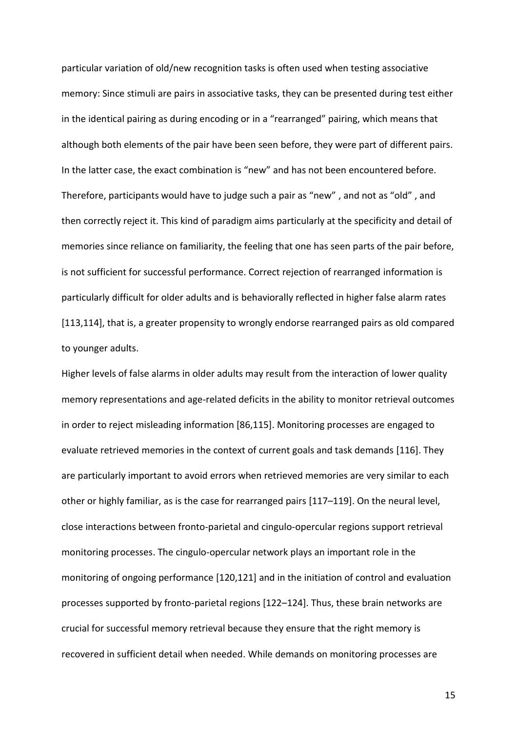particular variation of old/new recognition tasks is often used when testing associative memory: Since stimuli are pairs in associative tasks, they can be presented during test either in the identical pairing as during encoding or in a "rearranged" pairing, which means that although both elements of the pair have been seen before, they were part of different pairs. In the latter case, the exact combination is "new" and has not been encountered before. Therefore, participants would have to judge such a pair as "new" , and not as "old" , and then correctly reject it. This kind of paradigm aims particularly at the specificity and detail of memories since reliance on familiarity, the feeling that one has seen parts of the pair before, is not sufficient for successful performance. Correct rejection of rearranged information is particularly difficult for older adults and is behaviorally reflected in higher false alarm rates [113,114], that is, a greater propensity to wrongly endorse rearranged pairs as old compared to younger adults.

Higher levels of false alarms in older adults may result from the interaction of lower quality memory representations and age-related deficits in the ability to monitor retrieval outcomes in order to reject misleading information [86,115]. Monitoring processes are engaged to evaluate retrieved memories in the context of current goals and task demands [116]. They are particularly important to avoid errors when retrieved memories are very similar to each other or highly familiar, as is the case for rearranged pairs [117–119]. On the neural level, close interactions between fronto-parietal and cingulo-opercular regions support retrieval monitoring processes. The cingulo-opercular network plays an important role in the monitoring of ongoing performance [120,121] and in the initiation of control and evaluation processes supported by fronto-parietal regions [122–124]. Thus, these brain networks are crucial for successful memory retrieval because they ensure that the right memory is recovered in sufficient detail when needed. While demands on monitoring processes are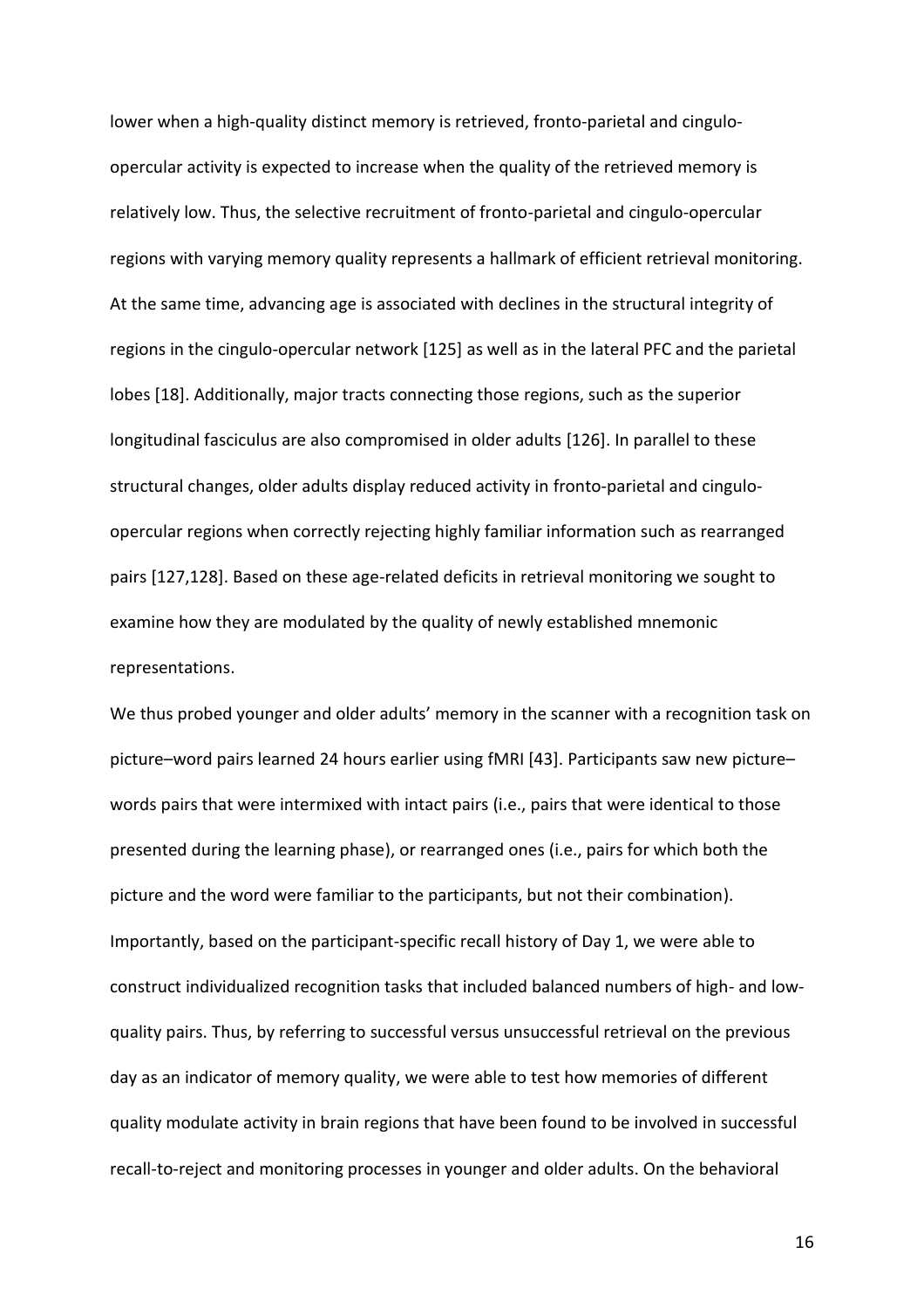lower when a high-quality distinct memory is retrieved, fronto-parietal and cingulo-opercular activity is expected to increase when the quality of the retrieved memory is relatively low. Thus, the selective recruitment of fronto-parietal and cingulo-opercular regions with varying memory quality represents a hallmark of efficient retrieval monitoring. At the same time, advancing age is associated with declines in the structural integrity of regions in the cingulo-opercular network [125] as well as in the lateral PFC and the parietal lobes [18]. Additionally, major tracts connecting those regions, such as the superior longitudinal fasciculus are also compromised in older adults [126]. In parallel to these structural changes, older adults display reduced activity in fronto-parietal and cingulo-opercular regions when correctly rejecting highly familiar information such as rearranged pairs [127,128]. Based on these age-related deficits in retrieval monitoring we sought to examine how they are modulated by the quality of newly established mnemonic representations.

We thus probed younger and older adults' memory in the scanner with a recognition task on picture–word pairs learned 24 hours earlier using fMRI [43]. Participants saw new picture–words pairs that were intermixed with intact pairs (i.e., pairs that were identical to those presented during the learning phase), or rearranged ones (i.e., pairs for which both the picture and the word were familiar to the participants, but not their combination). Importantly, based on the participant-specific recall history of Day 1, we were able to construct individualized recognition tasks that included balanced numbers of high- and low-quality pairs. Thus, by referring to successful versus unsuccessful retrieval on the previous day as an indicator of memory quality, we were able to test how memories of different quality modulate activity in brain regions that have been found to be involved in successful recall-to-reject and monitoring processes in younger and older adults. On the behavioral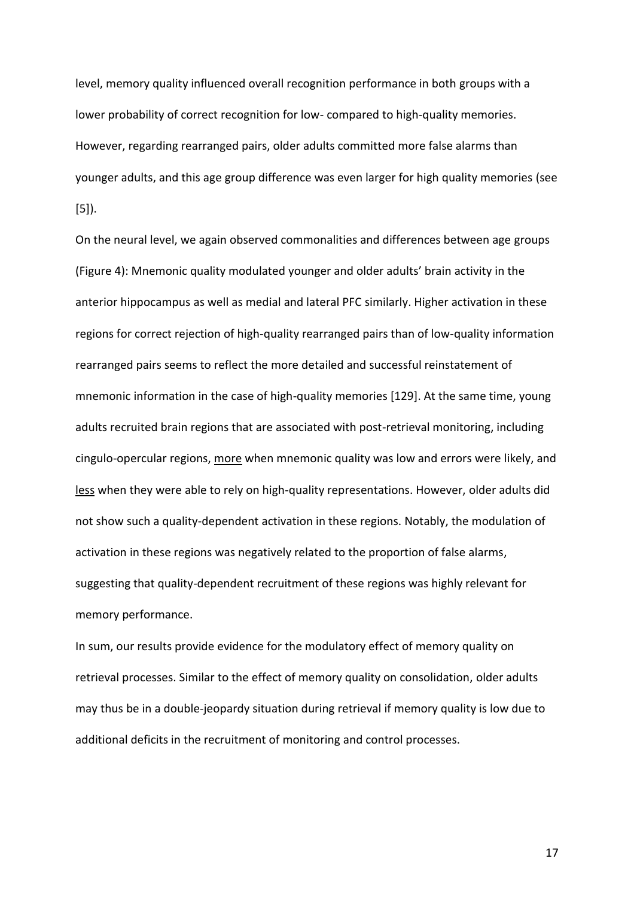level, memory quality influenced overall recognition performance in both groups with a lower probability of correct recognition for low- compared to high-quality memories. However, regarding rearranged pairs, older adults committed more false alarms than younger adults, and this age group difference was even larger for high quality memories (see [5]).

On the neural level, we again observed commonalities and differences between age groups (Figure 4): Mnemonic quality modulated younger and older adults' brain activity in the anterior hippocampus as well as medial and lateral PFC similarly. Higher activation in these regions for correct rejection of high-quality rearranged pairs than of low-quality information rearranged pairs seems to reflect the more detailed and successful reinstatement of mnemonic information in the case of high-quality memories [129]. At the same time, young adults recruited brain regions that are associated with post-retrieval monitoring, including cingulo-opercular regions, <u>more</u> when mnemonic quality was low and errors were likely, and <u>less</u> when they were able to rely on high-quality representations. However, older adults did not show such a quality-dependent activation in these regions. Notably, the modulation of activation in these regions was negatively related to the proportion of false alarms, suggesting that quality-dependent recruitment of these regions was highly relevant for memory performance.

In sum, our results provide evidence for the modulatory effect of memory quality on retrieval processes. Similar to the effect of memory quality on consolidation, older adults may thus be in a double-jeopardy situation during retrieval if memory quality is low due to additional deficits in the recruitment of monitoring and control processes.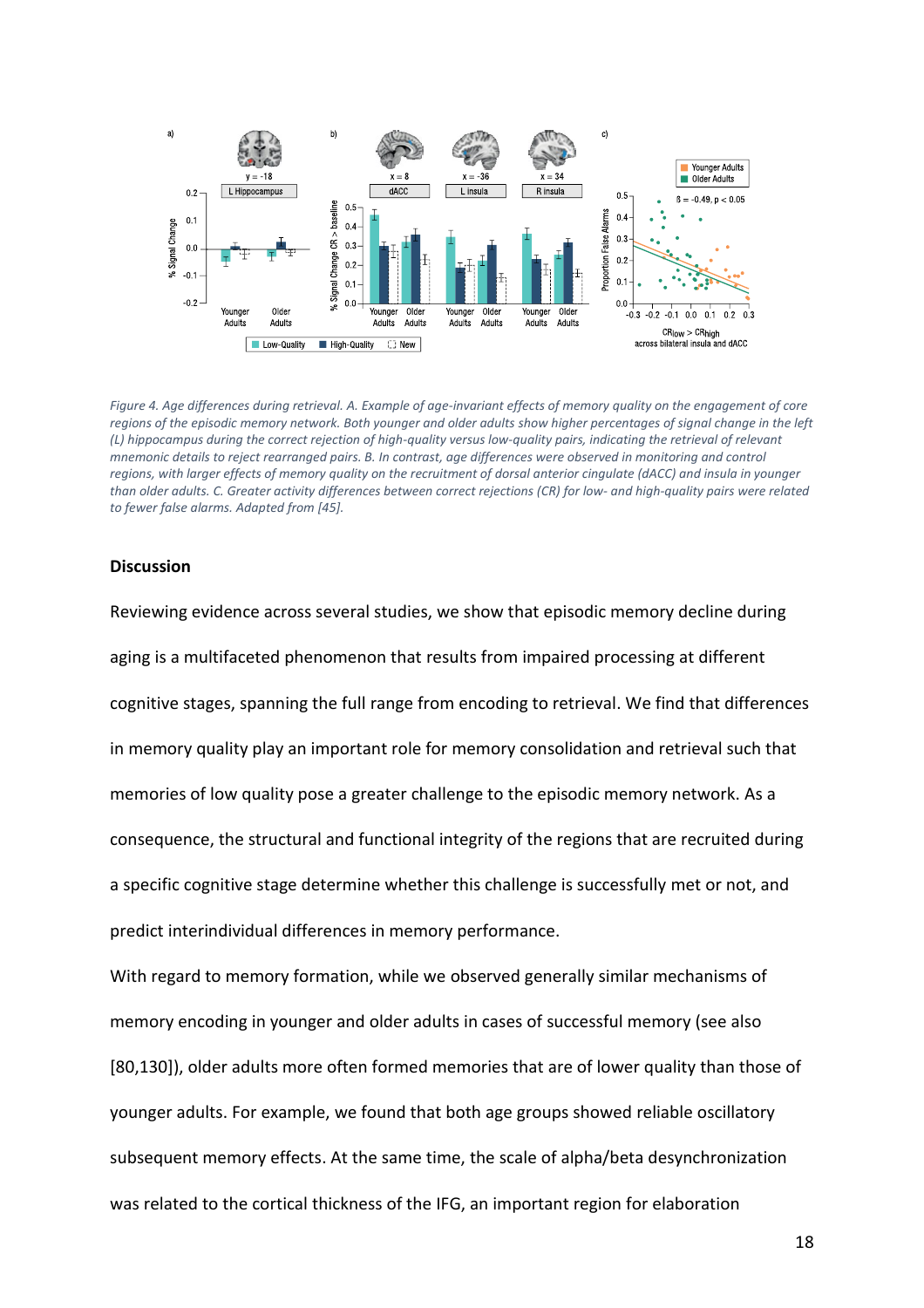Figure 4. Age differences during retrieval. A. Example of age-invariant effects of memory quality on the engagement of core regions of the episodic memory network. Both younger and older adults show higher percentages of signal change in the left (L) hippocampus during the correct rejection of high-quality versus low-quality pairs, indicating the retrieval of relevant mnemonic details to reject rearranged pairs. B. In contrast, age differences were observed in monitoring and control regions, with larger effects of memory quality on the recruitment of dorsal anterior cingulate (dACC) and insula in younger than older adults. C. Greater activity differences between correct rejections (CR) for low- and high-quality pairs were related to fewer false alarms. Adapted from [45].

## Discussion

Reviewing evidence across several studies, we show that episodic memory decline during aging is a multifaceted phenomenon that results from impaired processing at different cognitive stages, spanning the full range from encoding to retrieval. We find that differences in memory quality play an important role for memory consolidation and retrieval such that memories of low quality pose a greater challenge to the episodic memory network. As a consequence, the structural and functional integrity of the regions that are recruited during a specific cognitive stage determine whether this challenge is successfully met or not, and predict interindividual differences in memory performance.

With regard to memory formation, while we observed generally similar mechanisms of memory encoding in younger and older adults in cases of successful memory (see also [80,130]), older adults more often formed memories that are of lower quality than those of younger adults. For example, we found that both age groups showed reliable oscillatory subsequent memory effects. At the same time, the scale of alpha/beta desynchronization was related to the cortical thickness of the IFG, an important region for elaboration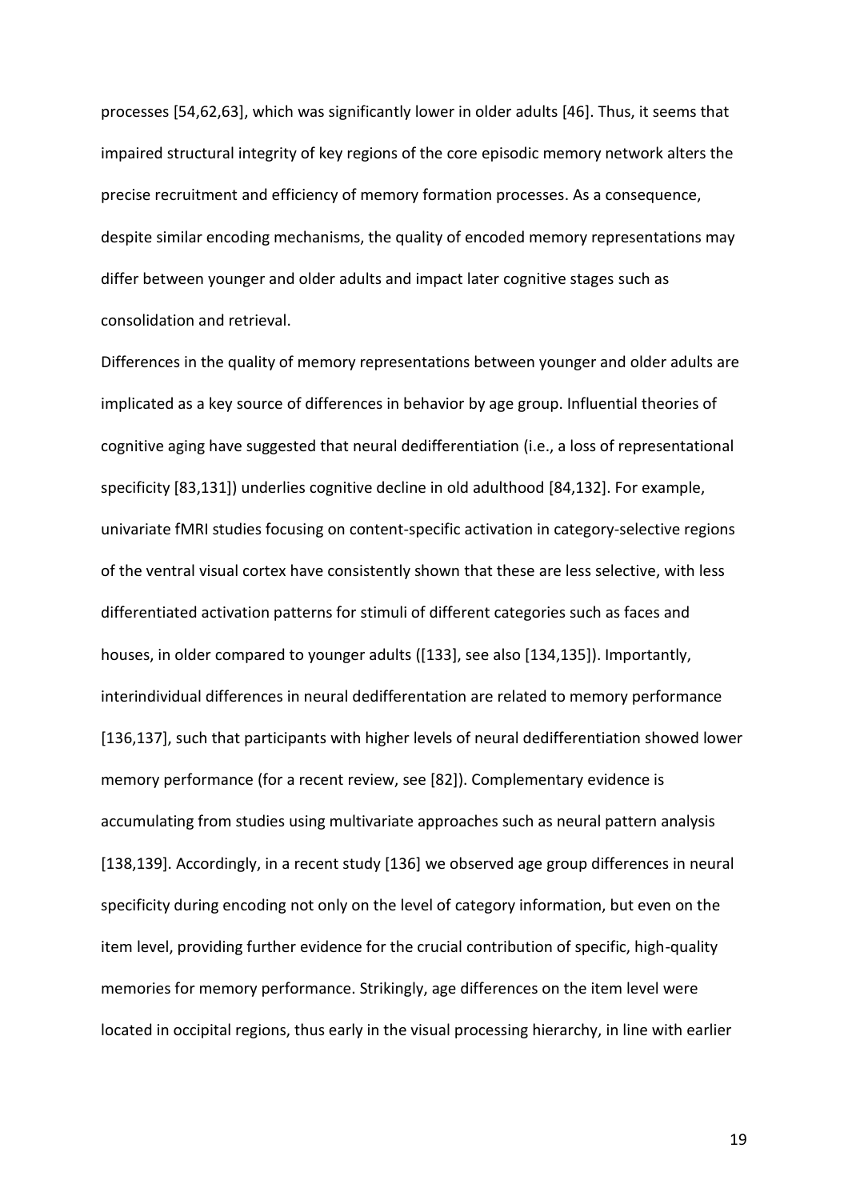processes [54,62,63], which was significantly lower in older adults [46]. Thus, it seems that impaired structural integrity of key regions of the core episodic memory network alters the precise recruitment and efficiency of memory formation processes. As a consequence, despite similar encoding mechanisms, the quality of encoded memory representations may differ between younger and older adults and impact later cognitive stages such as consolidation and retrieval.

Differences in the quality of memory representations between younger and older adults are implicated as a key source of differences in behavior by age group. Influential theories of cognitive aging have suggested that neural dedifferentiation (i.e., a loss of representational specificity [83,131]) underlies cognitive decline in old adulthood [84,132]. For example, univariate fMRI studies focusing on content-specific activation in category-selective regions of the ventral visual cortex have consistently shown that these are less selective, with less differentiated activation patterns for stimuli of different categories such as faces and houses, in older compared to younger adults ([133], see also [134,135]). Importantly, interindividual differences in neural dedifferentation are related to memory performance [136,137], such that participants with higher levels of neural dedifferentiation showed lower memory performance (for a recent review, see [82]). Complementary evidence is accumulating from studies using multivariate approaches such as neural pattern analysis [138,139]. Accordingly, in a recent study [136] we observed age group differences in neural specificity during encoding not only on the level of category information, but even on the item level, providing further evidence for the crucial contribution of specific, high-quality memories for memory performance. Strikingly, age differences on the item level were located in occipital regions, thus early in the visual processing hierarchy, in line with earlier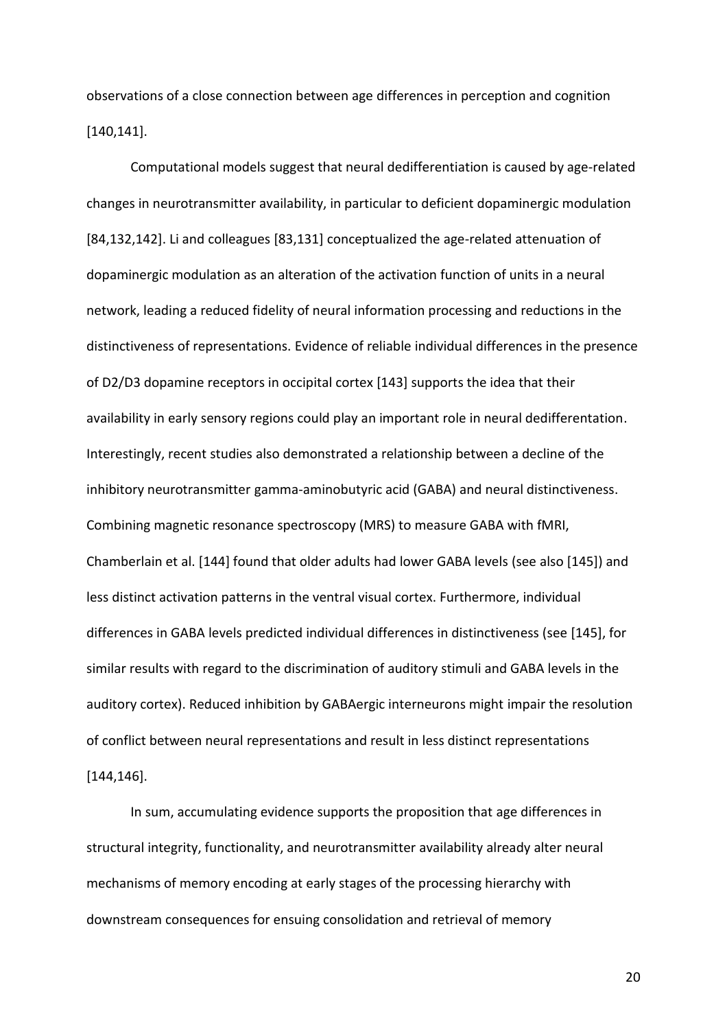observations of a close connection between age differences in perception and cognition [140,141].

Computational models suggest that neural dedifferentiation is caused by age-related changes in neurotransmitter availability, in particular to deficient dopaminergic modulation [84,132,142]. Li and colleagues [83,131] conceptualized the age-related attenuation of dopaminergic modulation as an alteration of the activation function of units in a neural network, leading a reduced fidelity of neural information processing and reductions in the distinctiveness of representations. Evidence of reliable individual differences in the presence of D2/D3 dopamine receptors in occipital cortex [143] supports the idea that their availability in early sensory regions could play an important role in neural dedifferentation. Interestingly, recent studies also demonstrated a relationship between a decline of the inhibitory neurotransmitter gamma-aminobutyric acid (GABA) and neural distinctiveness. Combining magnetic resonance spectroscopy (MRS) to measure GABA with fMRI, Chamberlain et al. [144] found that older adults had lower GABA levels (see also [145]) and less distinct activation patterns in the ventral visual cortex. Furthermore, individual differences in GABA levels predicted individual differences in distinctiveness (see [145], for similar results with regard to the discrimination of auditory stimuli and GABA levels in the auditory cortex). Reduced inhibition by GABAergic interneurons might impair the resolution of conflict between neural representations and result in less distinct representations [144,146].

In sum, accumulating evidence supports the proposition that age differences in structural integrity, functionality, and neurotransmitter availability already alter neural mechanisms of memory encoding at early stages of the processing hierarchy with downstream consequences for ensuing consolidation and retrieval of memory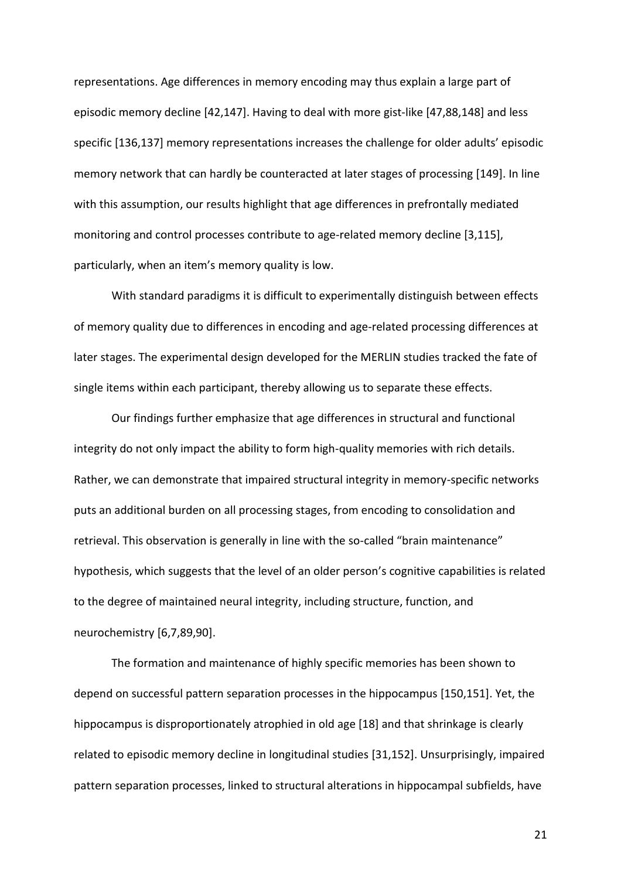representations. Age differences in memory encoding may thus explain a large part of episodic memory decline [42,147]. Having to deal with more gist-like [47,88,148] and less specific [136,137] memory representations increases the challenge for older adults' episodic memory network that can hardly be counteracted at later stages of processing [149]. In line with this assumption, our results highlight that age differences in prefrontally mediated monitoring and control processes contribute to age-related memory decline [3,115], particularly, when an item's memory quality is low.

With standard paradigms it is difficult to experimentally distinguish between effects of memory quality due to differences in encoding and age-related processing differences at later stages. The experimental design developed for the MERLIN studies tracked the fate of single items within each participant, thereby allowing us to separate these effects.

Our findings further emphasize that age differences in structural and functional integrity do not only impact the ability to form high-quality memories with rich details. Rather, we can demonstrate that impaired structural integrity in memory-specific networks puts an additional burden on all processing stages, from encoding to consolidation and retrieval. This observation is generally in line with the so-called "brain maintenance" hypothesis, which suggests that the level of an older person's cognitive capabilities is related to the degree of maintained neural integrity, including structure, function, and neurochemistry [6,7,89,90].

The formation and maintenance of highly specific memories has been shown to depend on successful pattern separation processes in the hippocampus [150,151]. Yet, the hippocampus is disproportionately atrophied in old age [18] and that shrinkage is clearly related to episodic memory decline in longitudinal studies [31,152]. Unsurprisingly, impaired pattern separation processes, linked to structural alterations in hippocampal subfields, have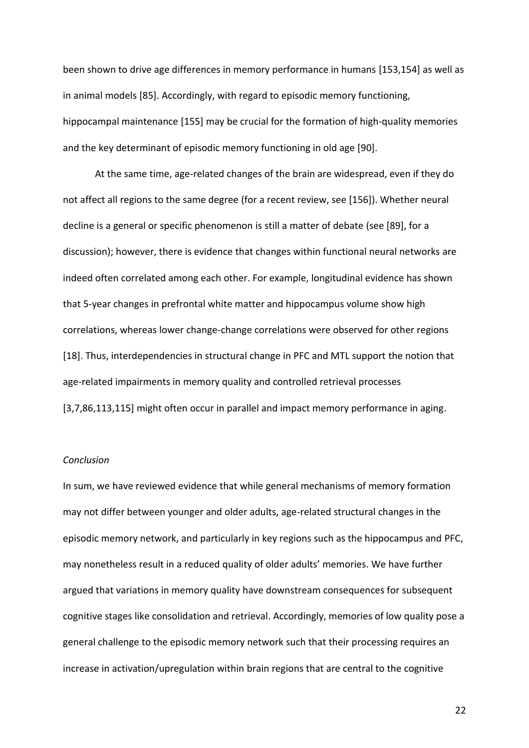been shown to drive age differences in memory performance in humans [153,154] as well as in animal models [85]. Accordingly, with regard to episodic memory functioning, hippocampal maintenance [155] may be crucial for the formation of high-quality memories and the key determinant of episodic memory functioning in old age [90].

At the same time, age-related changes of the brain are widespread, even if they do not affect all regions to the same degree (for a recent review, see [156]). Whether neural decline is a general or specific phenomenon is still a matter of debate (see [89], for a discussion); however, there is evidence that changes within functional neural networks are indeed often correlated among each other. For example, longitudinal evidence has shown that 5-year changes in prefrontal white matter and hippocampus volume show high correlations, whereas lower change-change correlations were observed for other regions [18]. Thus, interdependencies in structural change in PFC and MTL support the notion that age-related impairments in memory quality and controlled retrieval processes [3,7,86,113,115] might often occur in parallel and impact memory performance in aging.

*Conclusion*

In sum, we have reviewed evidence that while general mechanisms of memory formation may not differ between younger and older adults, age-related structural changes in the episodic memory network, and particularly in key regions such as the hippocampus and PFC, may nonetheless result in a reduced quality of older adults' memories. We have further argued that variations in memory quality have downstream consequences for subsequent cognitive stages like consolidation and retrieval. Accordingly, memories of low quality pose a general challenge to the episodic memory network such that their processing requires an increase in activation/upregulation within brain regions that are central to the cognitive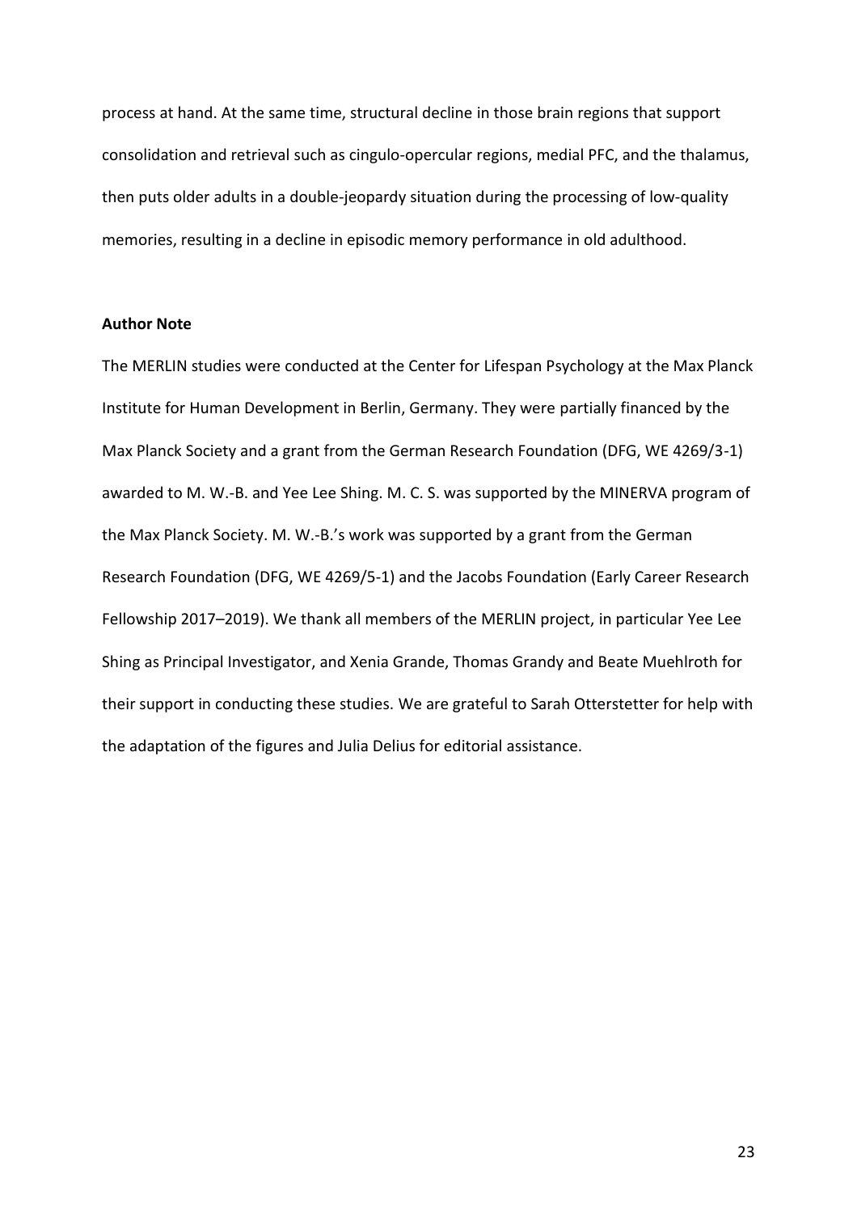process at hand. At the same time, structural decline in those brain regions that support consolidation and retrieval such as cingulo-opercular regions, medial PFC, and the thalamus, then puts older adults in a double-jeopardy situation during the processing of low-quality memories, resulting in a decline in episodic memory performance in old adulthood.

**Author Note**

The MERLIN studies were conducted at the Center for Lifespan Psychology at the Max Planck Institute for Human Development in Berlin, Germany. They were partially financed by the Max Planck Society and a grant from the German Research Foundation (DFG, WE 4269/3-1) awarded to M. W.-B. and Yee Lee Shing. M. C. S. was supported by the MINERVA program of the Max Planck Society. M. W.-B.'s work was supported by a grant from the German Research Foundation (DFG, WE 4269/5-1) and the Jacobs Foundation (Early Career Research Fellowship 2017–2019). We thank all members of the MERLIN project, in particular Yee Lee Shing as Principal Investigator, and Xenia Grande, Thomas Grandy and Beate Muehlroth for their support in conducting these studies. We are grateful to Sarah Otterstetter for help with the adaptation of the figures and Julia Delius for editorial assistance.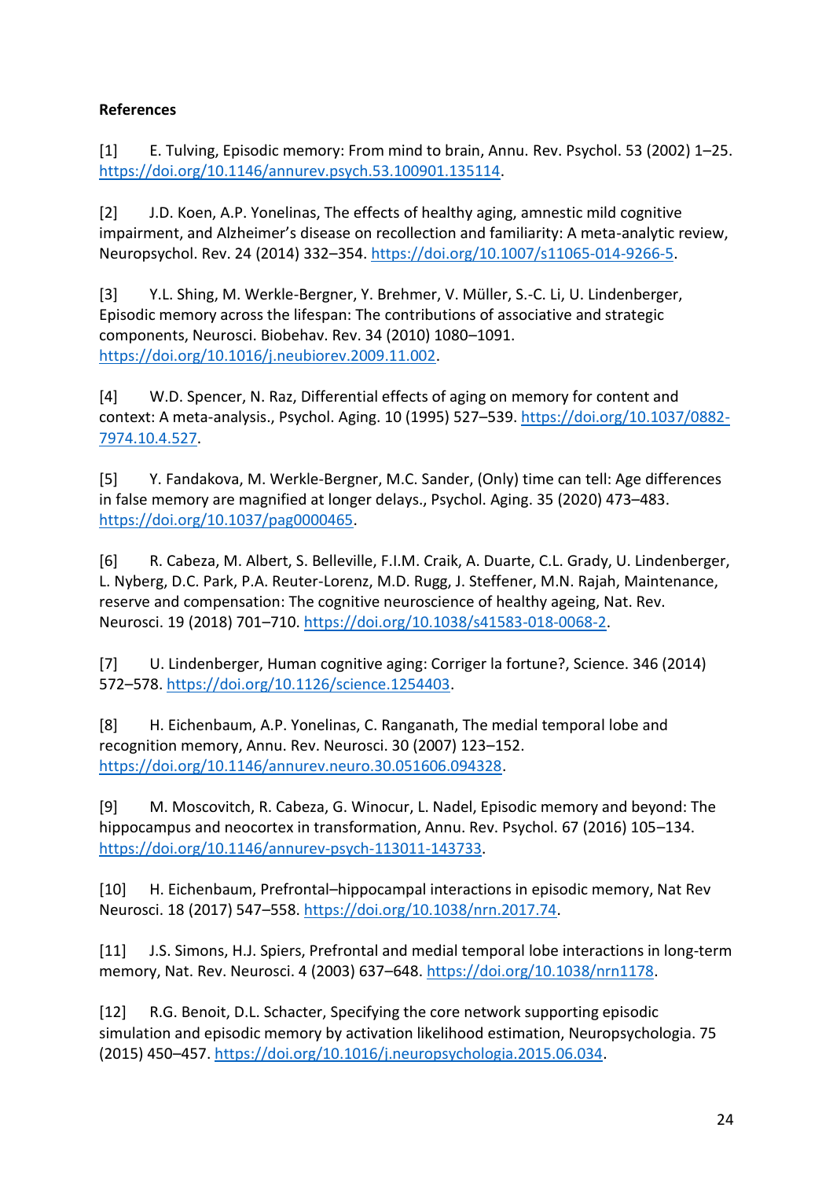**References**

[1] E. Tulving, Episodic memory: From mind to brain, Annu. Rev. Psychol. 53 (2002) 1–25. https://doi.org/10.1146/annurev.psych.53.100901.135114.

[2] J.D. Koen, A.P. Yonelinas, The effects of healthy aging, amnestic mild cognitive impairment, and Alzheimer's disease on recollection and familiarity: A meta-analytic review, Neuropsychol. Rev. 24 (2014) 332–354. https://doi.org/10.1007/s11065-014-9266-5.

[3] Y.L. Shing, M. Werkle-Bergner, Y. Brehmer, V. Müller, S.-C. Li, U. Lindenberger, Episodic memory across the lifespan: The contributions of associative and strategic components, Neurosci. Biobehav. Rev. 34 (2010) 1080–1091. https://doi.org/10.1016/j.neubiorev.2009.11.002.

[4] W.D. Spencer, N. Raz, Differential effects of aging on memory for content and context: A meta-analysis., Psychol. Aging. 10 (1995) 527–539. https://doi.org/10.1037/0882-7974.10.4.527.

[5] Y. Fandakova, M. Werkle-Bergner, M.C. Sander, (Only) time can tell: Age differences in false memory are magnified at longer delays., Psychol. Aging. 35 (2020) 473–483. https://doi.org/10.1037/pag0000465.

[6] R. Cabeza, M. Albert, S. Belleville, F.I.M. Craik, A. Duarte, C.L. Grady, U. Lindenberger, L. Nyberg, D.C. Park, P.A. Reuter-Lorenz, M.D. Rugg, J. Steffener, M.N. Rajah, Maintenance, reserve and compensation: The cognitive neuroscience of healthy ageing, Nat. Rev. Neurosci. 19 (2018) 701–710. https://doi.org/10.1038/s41583-018-0068-2.

[7] U. Lindenberger, Human cognitive aging: Corriger la fortune?, Science. 346 (2014) 572–578. https://doi.org/10.1126/science.1254403.

[8] H. Eichenbaum, A.P. Yonelinas, C. Ranganath, The medial temporal lobe and recognition memory, Annu. Rev. Neurosci. 30 (2007) 123–152. https://doi.org/10.1146/annurev.neuro.30.051606.094328.

[9] M. Moscovitch, R. Cabeza, G. Winocur, L. Nadel, Episodic memory and beyond: The hippocampus and neocortex in transformation, Annu. Rev. Psychol. 67 (2016) 105–134. https://doi.org/10.1146/annurev-psych-113011-143733.

[10] H. Eichenbaum, Prefrontal–hippocampal interactions in episodic memory, Nat Rev Neurosci. 18 (2017) 547–558. https://doi.org/10.1038/nrn.2017.74.

[11] J.S. Simons, H.J. Spiers, Prefrontal and medial temporal lobe interactions in long-term memory, Nat. Rev. Neurosci. 4 (2003) 637–648. https://doi.org/10.1038/nrn1178.

[12] R.G. Benoit, D.L. Schacter, Specifying the core network supporting episodic simulation and episodic memory by activation likelihood estimation, Neuropsychologia. 75 (2015) 450–457. https://doi.org/10.1016/j.neuropsychologia.2015.06.034.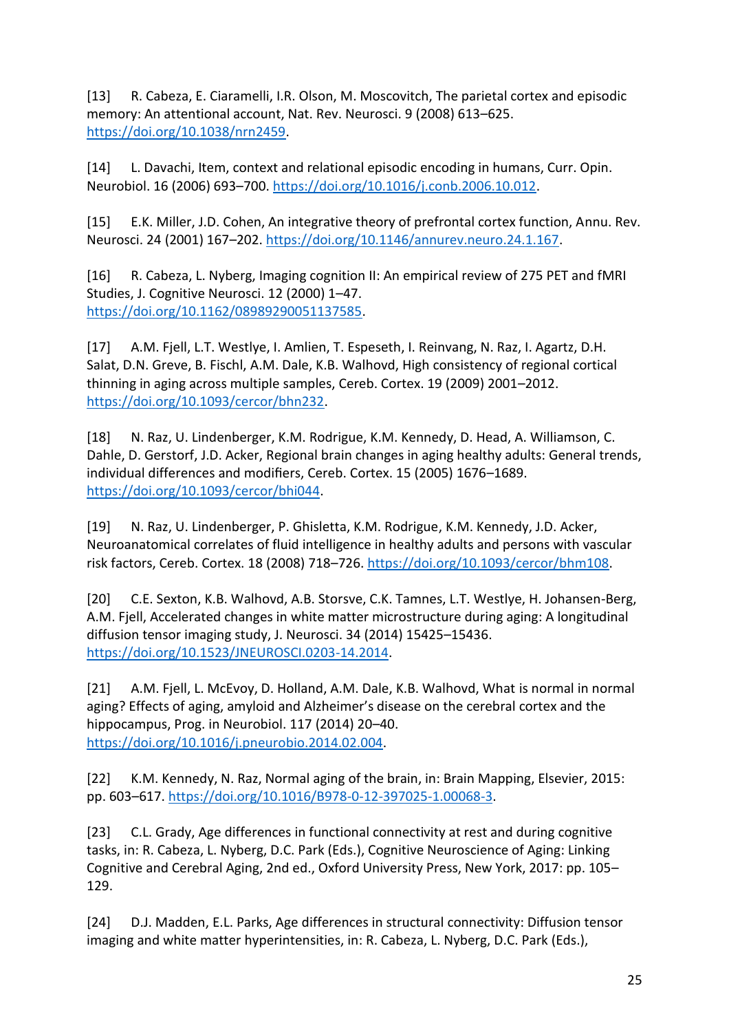[13] R. Cabeza, E. Ciaramelli, I.R. Olson, M. Moscovitch, The parietal cortex and episodic memory: An attentional account, Nat. Rev. Neurosci. 9 (2008) 613–625. https://doi.org/10.1038/nrn2459.

[14] L. Davachi, Item, context and relational episodic encoding in humans, Curr. Opin. Neurobiol. 16 (2006) 693–700. https://doi.org/10.1016/j.conb.2006.10.012.

[15] E.K. Miller, J.D. Cohen, An integrative theory of prefrontal cortex function, Annu. Rev. Neurosci. 24 (2001) 167–202. https://doi.org/10.1146/annurev.neuro.24.1.167.

[16] R. Cabeza, L. Nyberg, Imaging cognition II: An empirical review of 275 PET and fMRI Studies, J. Cognitive Neurosci. 12 (2000) 1–47. https://doi.org/10.1162/08989290051137585.

[17] A.M. Fjell, L.T. Westlye, I. Amlien, T. Espeseth, I. Reinvang, N. Raz, I. Agartz, D.H. Salat, D.N. Greve, B. Fischl, A.M. Dale, K.B. Walhovd, High consistency of regional cortical thinning in aging across multiple samples, Cereb. Cortex. 19 (2009) 2001–2012. https://doi.org/10.1093/cercor/bhn232.

[18] N. Raz, U. Lindenberger, K.M. Rodrigue, K.M. Kennedy, D. Head, A. Williamson, C. Dahle, D. Gerstorf, J.D. Acker, Regional brain changes in aging healthy adults: General trends, individual differences and modifiers, Cereb. Cortex. 15 (2005) 1676–1689. https://doi.org/10.1093/cercor/bhi044.

[19] N. Raz, U. Lindenberger, P. Ghisletta, K.M. Rodrigue, K.M. Kennedy, J.D. Acker, Neuroanatomical correlates of fluid intelligence in healthy adults and persons with vascular risk factors, Cereb. Cortex. 18 (2008) 718–726. https://doi.org/10.1093/cercor/bhm108.

[20] C.E. Sexton, K.B. Walhovd, A.B. Storsve, C.K. Tamnes, L.T. Westlye, H. Johansen-Berg, A.M. Fjell, Accelerated changes in white matter microstructure during aging: A longitudinal diffusion tensor imaging study, J. Neurosci. 34 (2014) 15425–15436. https://doi.org/10.1523/JNEUROSCI.0203-14.2014.

[21] A.M. Fjell, L. McEvoy, D. Holland, A.M. Dale, K.B. Walhovd, What is normal in normal aging? Effects of aging, amyloid and Alzheimer's disease on the cerebral cortex and the hippocampus, Prog. in Neurobiol. 117 (2014) 20–40. https://doi.org/10.1016/j.pneurobio.2014.02.004.

[22] K.M. Kennedy, N. Raz, Normal aging of the brain, in: Brain Mapping, Elsevier, 2015: pp. 603–617. https://doi.org/10.1016/B978-0-12-397025-1.00068-3.

[23] C.L. Grady, Age differences in functional connectivity at rest and during cognitive tasks, in: R. Cabeza, L. Nyberg, D.C. Park (Eds.), Cognitive Neuroscience of Aging: Linking Cognitive and Cerebral Aging, 2nd ed., Oxford University Press, New York, 2017: pp. 105–129.

[24] D.J. Madden, E.L. Parks, Age differences in structural connectivity: Diffusion tensor imaging and white matter hyperintensities, in: R. Cabeza, L. Nyberg, D.C. Park (Eds.),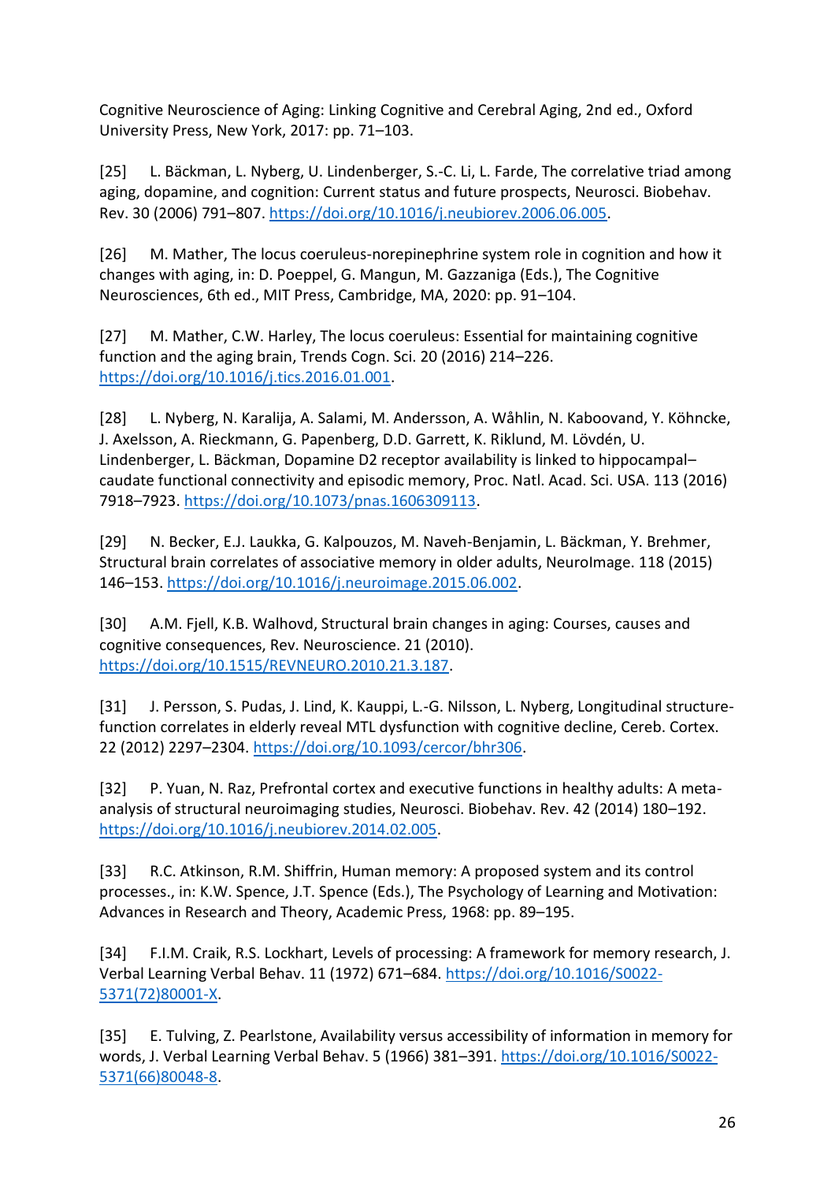Cognitive Neuroscience of Aging: Linking Cognitive and Cerebral Aging, 2nd ed., Oxford University Press, New York, 2017: pp. 71–103.

[25] L. Bäckman, L. Nyberg, U. Lindenberger, S.-C. Li, L. Farde, The correlative triad among aging, dopamine, and cognition: Current status and future prospects, Neurosci. Biobehav. Rev. 30 (2006) 791–807. https://doi.org/10.1016/j.neubiorev.2006.06.005.

[26] M. Mather, The locus coeruleus-norepinephrine system role in cognition and how it changes with aging, in: D. Poeppel, G. Mangun, M. Gazzaniga (Eds.), The Cognitive Neurosciences, 6th ed., MIT Press, Cambridge, MA, 2020: pp. 91–104.

[27] M. Mather, C.W. Harley, The locus coeruleus: Essential for maintaining cognitive function and the aging brain, Trends Cogn. Sci. 20 (2016) 214–226. https://doi.org/10.1016/j.tics.2016.01.001.

[28] L. Nyberg, N. Karalija, A. Salami, M. Andersson, A. Wåhlin, N. Kaboovand, Y. Köhncke, J. Axelsson, A. Rieckmann, G. Papenberg, D.D. Garrett, K. Riklund, M. Lövdén, U. Lindenberger, L. Bäckman, Dopamine D2 receptor availability is linked to hippocampal–caudate functional connectivity and episodic memory, Proc. Natl. Acad. Sci. USA. 113 (2016) 7918–7923. https://doi.org/10.1073/pnas.1606309113.

[29] N. Becker, E.J. Laukka, G. Kalpouzos, M. Naveh-Benjamin, L. Bäckman, Y. Brehmer, Structural brain correlates of associative memory in older adults, NeuroImage. 118 (2015) 146–153. https://doi.org/10.1016/j.neuroimage.2015.06.002.

[30] A.M. Fjell, K.B. Walhovd, Structural brain changes in aging: Courses, causes and cognitive consequences, Rev. Neuroscience. 21 (2010). https://doi.org/10.1515/REVNEURO.2010.21.3.187.

[31] J. Persson, S. Pudas, J. Lind, K. Kauppi, L.-G. Nilsson, L. Nyberg, Longitudinal structure-function correlates in elderly reveal MTL dysfunction with cognitive decline, Cereb. Cortex. 22 (2012) 2297–2304. https://doi.org/10.1093/cercor/bhr306.

[32] P. Yuan, N. Raz, Prefrontal cortex and executive functions in healthy adults: A meta-analysis of structural neuroimaging studies, Neurosci. Biobehav. Rev. 42 (2014) 180–192. https://doi.org/10.1016/j.neubiorev.2014.02.005.

[33] R.C. Atkinson, R.M. Shiffrin, Human memory: A proposed system and its control processes., in: K.W. Spence, J.T. Spence (Eds.), The Psychology of Learning and Motivation: Advances in Research and Theory, Academic Press, 1968: pp. 89–195.

[34] F.I.M. Craik, R.S. Lockhart, Levels of processing: A framework for memory research, J. Verbal Learning Verbal Behav. 11 (1972) 671–684. https://doi.org/10.1016/S0022-5371(72)80001-X.

[35] E. Tulving, Z. Pearlstone, Availability versus accessibility of information in memory for words, J. Verbal Learning Verbal Behav. 5 (1966) 381–391. https://doi.org/10.1016/S0022-5371(66)80048-8.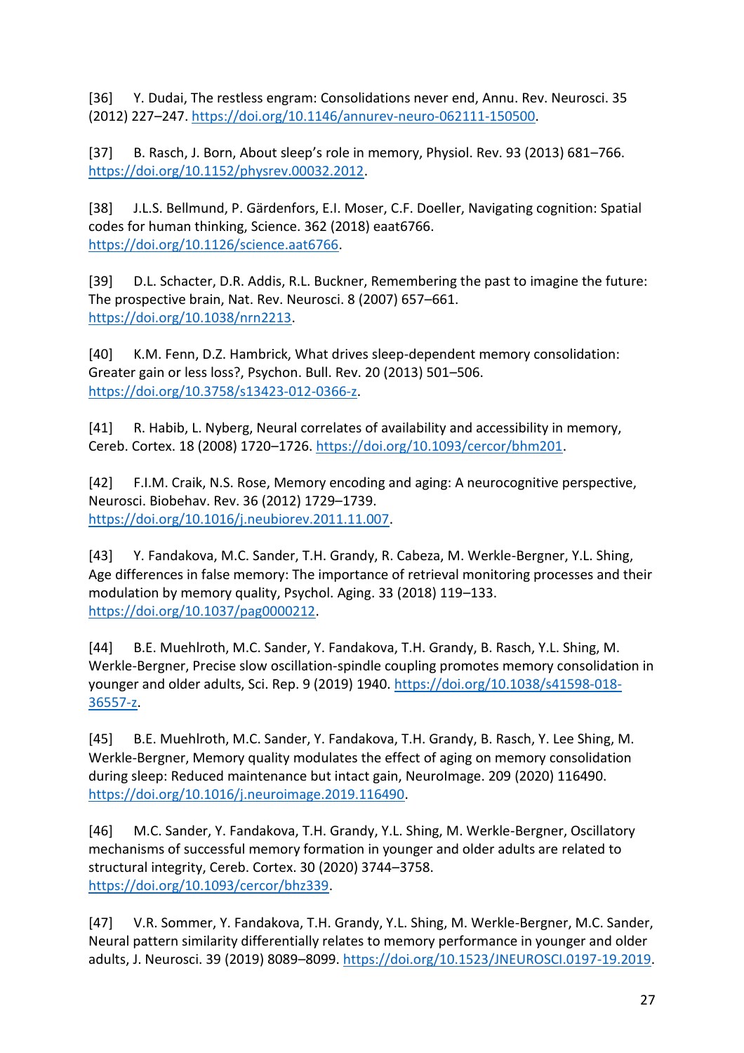[36] Y. Dudai, The restless engram: Consolidations never end, Annu. Rev. Neurosci. 35 (2012) 227–247. https://doi.org/10.1146/annurev-neuro-062111-150500.

[37] B. Rasch, J. Born, About sleep's role in memory, Physiol. Rev. 93 (2013) 681–766. https://doi.org/10.1152/physrev.00032.2012.

[38] J.L.S. Bellmund, P. Gärdenfors, E.I. Moser, C.F. Doeller, Navigating cognition: Spatial codes for human thinking, Science. 362 (2018) eaat6766. https://doi.org/10.1126/science.aat6766.

[39] D.L. Schacter, D.R. Addis, R.L. Buckner, Remembering the past to imagine the future: The prospective brain, Nat. Rev. Neurosci. 8 (2007) 657–661. https://doi.org/10.1038/nrn2213.

[40] K.M. Fenn, D.Z. Hambrick, What drives sleep-dependent memory consolidation: Greater gain or less loss?, Psychon. Bull. Rev. 20 (2013) 501–506. https://doi.org/10.3758/s13423-012-0366-z.

[41] R. Habib, L. Nyberg, Neural correlates of availability and accessibility in memory, Cereb. Cortex. 18 (2008) 1720–1726. https://doi.org/10.1093/cercor/bhm201.

[42] F.I.M. Craik, N.S. Rose, Memory encoding and aging: A neurocognitive perspective, Neurosci. Biobehav. Rev. 36 (2012) 1729–1739. https://doi.org/10.1016/j.neubiorev.2011.11.007.

[43] Y. Fandakova, M.C. Sander, T.H. Grandy, R. Cabeza, M. Werkle-Bergner, Y.L. Shing, Age differences in false memory: The importance of retrieval monitoring processes and their modulation by memory quality, Psychol. Aging. 33 (2018) 119–133. https://doi.org/10.1037/pag0000212.

[44] B.E. Muehlroth, M.C. Sander, Y. Fandakova, T.H. Grandy, B. Rasch, Y.L. Shing, M. Werkle-Bergner, Precise slow oscillation-spindle coupling promotes memory consolidation in younger and older adults, Sci. Rep. 9 (2019) 1940. https://doi.org/10.1038/s41598-018-36557-z.

[45] B.E. Muehlroth, M.C. Sander, Y. Fandakova, T.H. Grandy, B. Rasch, Y. Lee Shing, M. Werkle-Bergner, Memory quality modulates the effect of aging on memory consolidation during sleep: Reduced maintenance but intact gain, NeuroImage. 209 (2020) 116490. https://doi.org/10.1016/j.neuroimage.2019.116490.

[46] M.C. Sander, Y. Fandakova, T.H. Grandy, Y.L. Shing, M. Werkle-Bergner, Oscillatory mechanisms of successful memory formation in younger and older adults are related to structural integrity, Cereb. Cortex. 30 (2020) 3744–3758. https://doi.org/10.1093/cercor/bhz339.

[47] V.R. Sommer, Y. Fandakova, T.H. Grandy, Y.L. Shing, M. Werkle-Bergner, M.C. Sander, Neural pattern similarity differentially relates to memory performance in younger and older adults, J. Neurosci. 39 (2019) 8089–8099. https://doi.org/10.1523/JNEUROSCI.0197-19.2019.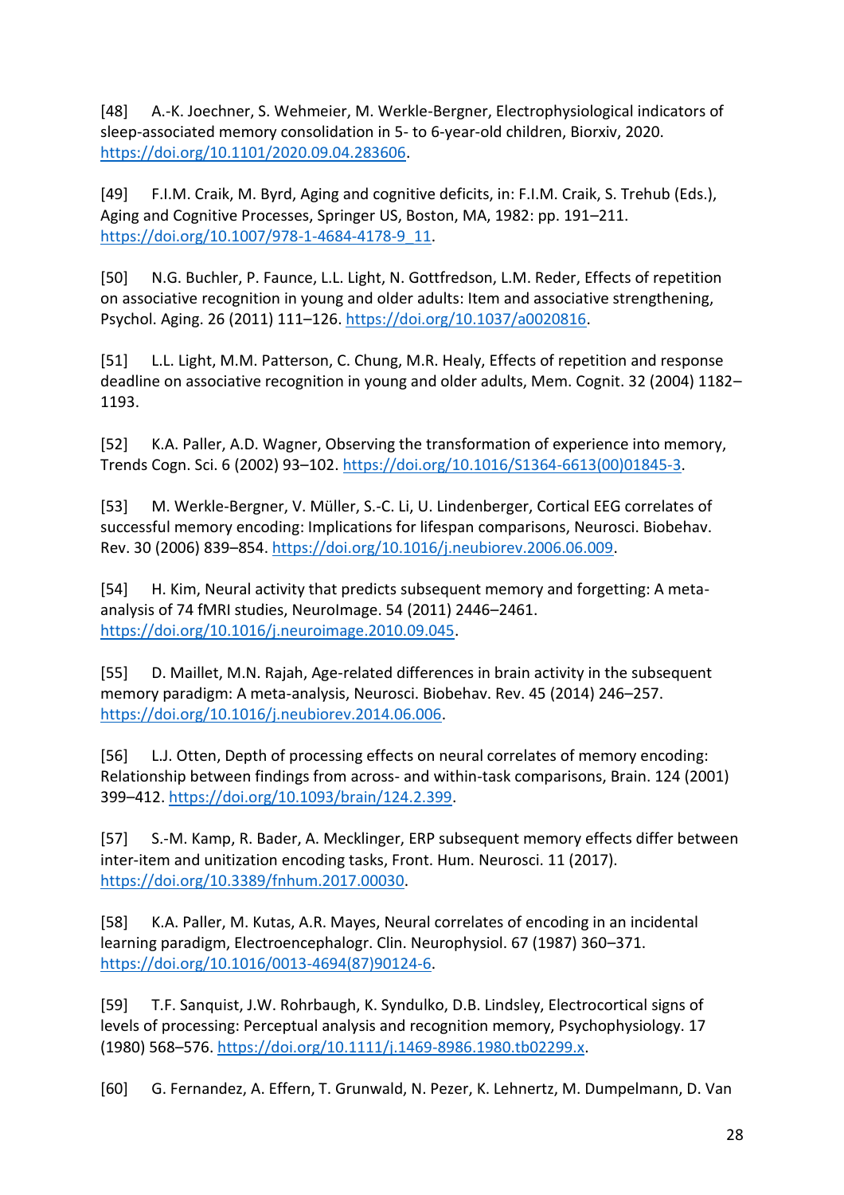[48] A.-K. Joechner, S. Wehmeier, M. Werkle-Bergner, Electrophysiological indicators of sleep-associated memory consolidation in 5- to 6-year-old children, Biorxiv, 2020. https://doi.org/10.1101/2020.09.04.283606.

[49] F.I.M. Craik, M. Byrd, Aging and cognitive deficits, in: F.I.M. Craik, S. Trehub (Eds.), Aging and Cognitive Processes, Springer US, Boston, MA, 1982: pp. 191–211. https://doi.org/10.1007/978-1-4684-4178-9_11.

[50] N.G. Buchler, P. Faunce, L.L. Light, N. Gottfredson, L.M. Reder, Effects of repetition on associative recognition in young and older adults: Item and associative strengthening, Psychol. Aging. 26 (2011) 111–126. https://doi.org/10.1037/a0020816.

[51] L.L. Light, M.M. Patterson, C. Chung, M.R. Healy, Effects of repetition and response deadline on associative recognition in young and older adults, Mem. Cognit. 32 (2004) 1182–1193.

[52] K.A. Paller, A.D. Wagner, Observing the transformation of experience into memory, Trends Cogn. Sci. 6 (2002) 93–102. https://doi.org/10.1016/S1364-6613(00)01845-3.

[53] M. Werkle-Bergner, V. Müller, S.-C. Li, U. Lindenberger, Cortical EEG correlates of successful memory encoding: Implications for lifespan comparisons, Neurosci. Biobehav. Rev. 30 (2006) 839–854. https://doi.org/10.1016/j.neubiorev.2006.06.009.

[54] H. Kim, Neural activity that predicts subsequent memory and forgetting: A meta-analysis of 74 fMRI studies, NeuroImage. 54 (2011) 2446–2461. https://doi.org/10.1016/j.neuroimage.2010.09.045.

[55] D. Maillet, M.N. Rajah, Age-related differences in brain activity in the subsequent memory paradigm: A meta-analysis, Neurosci. Biobehav. Rev. 45 (2014) 246–257. https://doi.org/10.1016/j.neubiorev.2014.06.006.

[56] L.J. Otten, Depth of processing effects on neural correlates of memory encoding: Relationship between findings from across- and within-task comparisons, Brain. 124 (2001) 399–412. https://doi.org/10.1093/brain/124.2.399.

[57] S.-M. Kamp, R. Bader, A. Mecklinger, ERP subsequent memory effects differ between inter-item and unitization encoding tasks, Front. Hum. Neurosci. 11 (2017). https://doi.org/10.3389/fnhum.2017.00030.

[58] K.A. Paller, M. Kutas, A.R. Mayes, Neural correlates of encoding in an incidental learning paradigm, Electroencephalogr. Clin. Neurophysiol. 67 (1987) 360–371. https://doi.org/10.1016/0013-4694(87)90124-6.

[59] T.F. Sanquist, J.W. Rohrbaugh, K. Syndulko, D.B. Lindsley, Electrocortical signs of levels of processing: Perceptual analysis and recognition memory, Psychophysiology. 17 (1980) 568–576. https://doi.org/10.1111/j.1469-8986.1980.tb02299.x.

[60] G. Fernandez, A. Effern, T. Grunwald, N. Pezer, K. Lehnertz, M. Dumpelmann, D. Van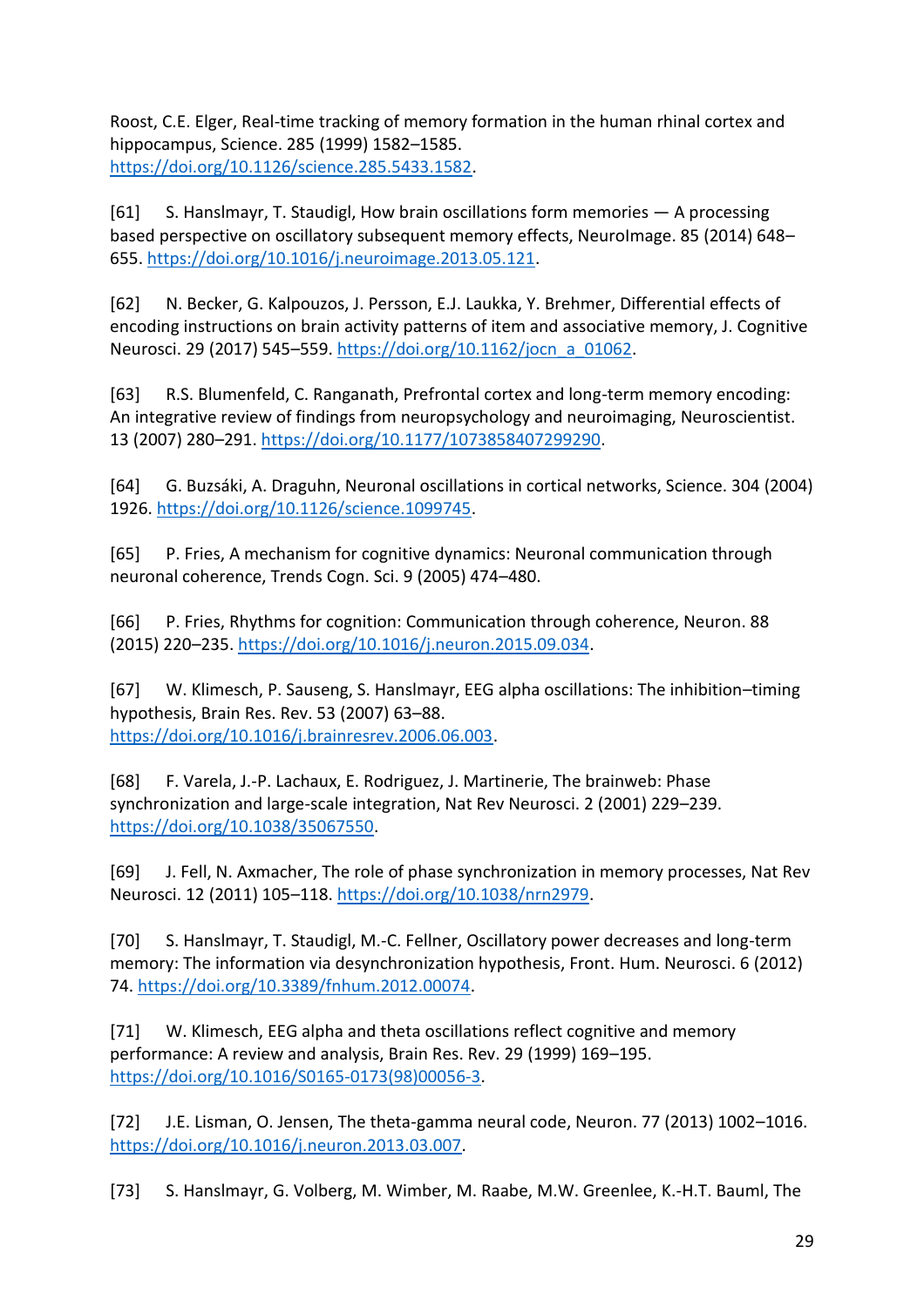Roost, C.E. Elger, Real-time tracking of memory formation in the human rhinal cortex and hippocampus, Science. 285 (1999) 1582–1585. https://doi.org/10.1126/science.285.5433.1582.

[61] S. Hanslmayr, T. Staudigl, How brain oscillations form memories — A processing based perspective on oscillatory subsequent memory effects, NeuroImage. 85 (2014) 648–655. https://doi.org/10.1016/j.neuroimage.2013.05.121.

[62] N. Becker, G. Kalpouzos, J. Persson, E.J. Laukka, Y. Brehmer, Differential effects of encoding instructions on brain activity patterns of item and associative memory, J. Cognitive Neurosci. 29 (2017) 545–559. https://doi.org/10.1162/jocn_a_01062.

[63] R.S. Blumenfeld, C. Ranganath, Prefrontal cortex and long-term memory encoding: An integrative review of findings from neuropsychology and neuroimaging, Neuroscientist. 13 (2007) 280–291. https://doi.org/10.1177/1073858407299290.

[64] G. Buzsáki, A. Draguhn, Neuronal oscillations in cortical networks, Science. 304 (2004) 1926. https://doi.org/10.1126/science.1099745.

[65] P. Fries, A mechanism for cognitive dynamics: Neuronal communication through neuronal coherence, Trends Cogn. Sci. 9 (2005) 474–480.

[66] P. Fries, Rhythms for cognition: Communication through coherence, Neuron. 88 (2015) 220–235. https://doi.org/10.1016/j.neuron.2015.09.034.

[67] W. Klimesch, P. Sauseng, S. Hanslmayr, EEG alpha oscillations: The inhibition–timing hypothesis, Brain Res. Rev. 53 (2007) 63–88. https://doi.org/10.1016/j.brainresrev.2006.06.003.

[68] F. Varela, J.-P. Lachaux, E. Rodriguez, J. Martinerie, The brainweb: Phase synchronization and large-scale integration, Nat Rev Neurosci. 2 (2001) 229–239. https://doi.org/10.1038/35067550.

[69] J. Fell, N. Axmacher, The role of phase synchronization in memory processes, Nat Rev Neurosci. 12 (2011) 105–118. https://doi.org/10.1038/nrn2979.

[70] S. Hanslmayr, T. Staudigl, M.-C. Fellner, Oscillatory power decreases and long-term memory: The information via desynchronization hypothesis, Front. Hum. Neurosci. 6 (2012) 74. https://doi.org/10.3389/fnhum.2012.00074.

[71] W. Klimesch, EEG alpha and theta oscillations reflect cognitive and memory performance: A review and analysis, Brain Res. Rev. 29 (1999) 169–195. https://doi.org/10.1016/S0165-0173(98)00056-3.

[72] J.E. Lisman, O. Jensen, The theta-gamma neural code, Neuron. 77 (2013) 1002–1016. https://doi.org/10.1016/j.neuron.2013.03.007.

[73] S. Hanslmayr, G. Volberg, M. Wimber, M. Raabe, M.W. Greenlee, K.-H.T. Bauml, The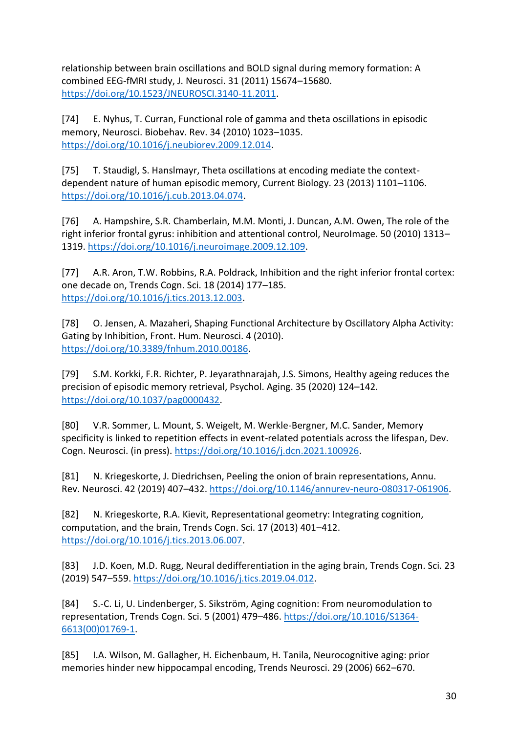relationship between brain oscillations and BOLD signal during memory formation: A combined EEG-fMRI study, J. Neurosci. 31 (2011) 15674–15680. https://doi.org/10.1523/JNEUROSCI.3140-11.2011.

[74] E. Nyhus, T. Curran, Functional role of gamma and theta oscillations in episodic memory, Neurosci. Biobehav. Rev. 34 (2010) 1023–1035. https://doi.org/10.1016/j.neubiorev.2009.12.014.

[75] T. Staudigl, S. Hanslmayr, Theta oscillations at encoding mediate the context-dependent nature of human episodic memory, Current Biology. 23 (2013) 1101–1106. https://doi.org/10.1016/j.cub.2013.04.074.

[76] A. Hampshire, S.R. Chamberlain, M.M. Monti, J. Duncan, A.M. Owen, The role of the right inferior frontal gyrus: inhibition and attentional control, NeuroImage. 50 (2010) 1313–1319. https://doi.org/10.1016/j.neuroimage.2009.12.109.

[77] A.R. Aron, T.W. Robbins, R.A. Poldrack, Inhibition and the right inferior frontal cortex: one decade on, Trends Cogn. Sci. 18 (2014) 177–185. https://doi.org/10.1016/j.tics.2013.12.003.

[78] O. Jensen, A. Mazaheri, Shaping Functional Architecture by Oscillatory Alpha Activity: Gating by Inhibition, Front. Hum. Neurosci. 4 (2010). https://doi.org/10.3389/fnhum.2010.00186.

[79] S.M. Korkki, F.R. Richter, P. Jeyarathnarajah, J.S. Simons, Healthy ageing reduces the precision of episodic memory retrieval, Psychol. Aging. 35 (2020) 124–142. https://doi.org/10.1037/pag0000432.

[80] V.R. Sommer, L. Mount, S. Weigelt, M. Werkle-Bergner, M.C. Sander, Memory specificity is linked to repetition effects in event-related potentials across the lifespan, Dev. Cogn. Neurosci. (in press). https://doi.org/10.1016/j.dcn.2021.100926.

[81] N. Kriegeskorte, J. Diedrichsen, Peeling the onion of brain representations, Annu. Rev. Neurosci. 42 (2019) 407–432. https://doi.org/10.1146/annurev-neuro-080317-061906.

[82] N. Kriegeskorte, R.A. Kievit, Representational geometry: Integrating cognition, computation, and the brain, Trends Cogn. Sci. 17 (2013) 401–412. https://doi.org/10.1016/j.tics.2013.06.007.

[83] J.D. Koen, M.D. Rugg, Neural dedifferentiation in the aging brain, Trends Cogn. Sci. 23 (2019) 547–559. https://doi.org/10.1016/j.tics.2019.04.012.

[84] S.-C. Li, U. Lindenberger, S. Sikström, Aging cognition: From neuromodulation to representation, Trends Cogn. Sci. 5 (2001) 479–486. https://doi.org/10.1016/S1364-6613(00)01769-1.

[85] I.A. Wilson, M. Gallagher, H. Eichenbaum, H. Tanila, Neurocognitive aging: prior memories hinder new hippocampal encoding, Trends Neurosci. 29 (2006) 662–670.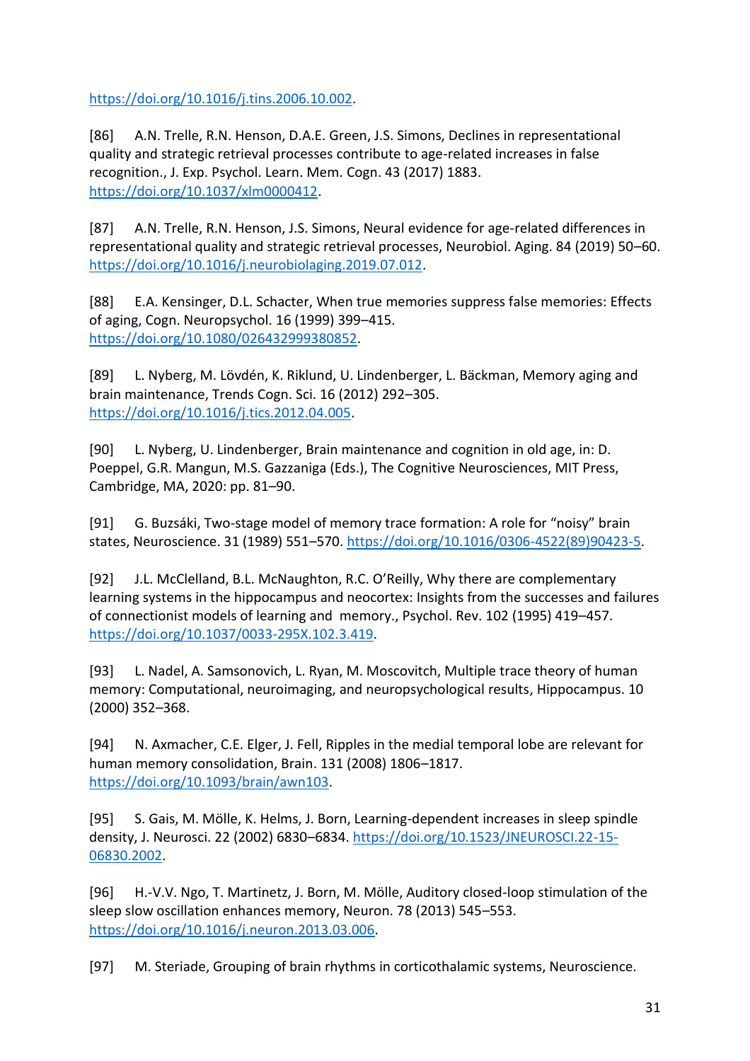https://doi.org/10.1016/j.tins.2006.10.002.

[86] A.N. Trelle, R.N. Henson, D.A.E. Green, J.S. Simons, Declines in representational quality and strategic retrieval processes contribute to age-related increases in false recognition., J. Exp. Psychol. Learn. Mem. Cogn. 43 (2017) 1883. https://doi.org/10.1037/xlm0000412.

[87] A.N. Trelle, R.N. Henson, J.S. Simons, Neural evidence for age-related differences in representational quality and strategic retrieval processes, Neurobiol. Aging. 84 (2019) 50–60. https://doi.org/10.1016/j.neurobiolaging.2019.07.012.

[88] E.A. Kensinger, D.L. Schacter, When true memories suppress false memories: Effects of aging, Cogn. Neuropsychol. 16 (1999) 399–415. https://doi.org/10.1080/026432999380852.

[89] L. Nyberg, M. Lövdén, K. Riklund, U. Lindenberger, L. Bäckman, Memory aging and brain maintenance, Trends Cogn. Sci. 16 (2012) 292–305. https://doi.org/10.1016/j.tics.2012.04.005.

[90] L. Nyberg, U. Lindenberger, Brain maintenance and cognition in old age, in: D. Poeppel, G.R. Mangun, M.S. Gazzaniga (Eds.), The Cognitive Neurosciences, MIT Press, Cambridge, MA, 2020: pp. 81–90.

[91] G. Buzsáki, Two-stage model of memory trace formation: A role for "noisy" brain states, Neuroscience. 31 (1989) 551–570. https://doi.org/10.1016/0306-4522(89)90423-5.

[92] J.L. McClelland, B.L. McNaughton, R.C. O'Reilly, Why there are complementary learning systems in the hippocampus and neocortex: Insights from the successes and failures of connectionist models of learning and memory., Psychol. Rev. 102 (1995) 419–457. https://doi.org/10.1037/0033-295X.102.3.419.

[93] L. Nadel, A. Samsonovich, L. Ryan, M. Moscovitch, Multiple trace theory of human memory: Computational, neuroimaging, and neuropsychological results, Hippocampus. 10 (2000) 352–368.

[94] N. Axmacher, C.E. Elger, J. Fell, Ripples in the medial temporal lobe are relevant for human memory consolidation, Brain. 131 (2008) 1806–1817. https://doi.org/10.1093/brain/awn103.

[95] S. Gais, M. Mölle, K. Helms, J. Born, Learning-dependent increases in sleep spindle density, J. Neurosci. 22 (2002) 6830–6834. https://doi.org/10.1523/JNEUROSCI.22-15-06830.2002.

[96] H.-V.V. Ngo, T. Martinetz, J. Born, M. Mölle, Auditory closed-loop stimulation of the sleep slow oscillation enhances memory, Neuron. 78 (2013) 545–553. https://doi.org/10.1016/j.neuron.2013.03.006.

[97] M. Steriade, Grouping of brain rhythms in corticothalamic systems, Neuroscience.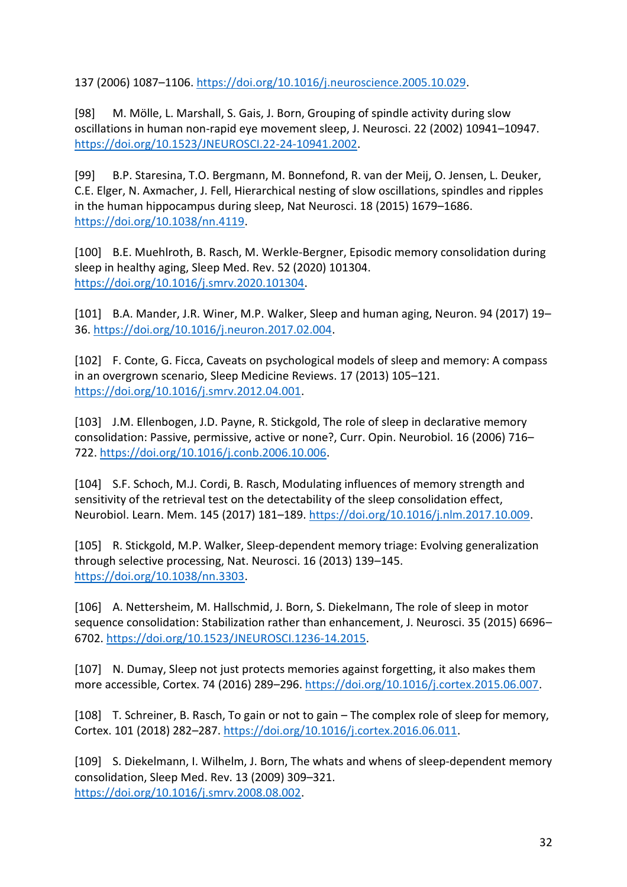137 (2006) 1087–1106. https://doi.org/10.1016/j.neuroscience.2005.10.029.

[98] M. Mölle, L. Marshall, S. Gais, J. Born, Grouping of spindle activity during slow oscillations in human non-rapid eye movement sleep, J. Neurosci. 22 (2002) 10941–10947. https://doi.org/10.1523/JNEUROSCI.22-24-10941.2002.

[99] B.P. Staresina, T.O. Bergmann, M. Bonnefond, R. van der Meij, O. Jensen, L. Deuker, C.E. Elger, N. Axmacher, J. Fell, Hierarchical nesting of slow oscillations, spindles and ripples in the human hippocampus during sleep, Nat Neurosci. 18 (2015) 1679–1686. https://doi.org/10.1038/nn.4119.

[100] B.E. Muehlroth, B. Rasch, M. Werkle-Bergner, Episodic memory consolidation during sleep in healthy aging, Sleep Med. Rev. 52 (2020) 101304. https://doi.org/10.1016/j.smrv.2020.101304.

[101] B.A. Mander, J.R. Winer, M.P. Walker, Sleep and human aging, Neuron. 94 (2017) 19–36. https://doi.org/10.1016/j.neuron.2017.02.004.

[102] F. Conte, G. Ficca, Caveats on psychological models of sleep and memory: A compass in an overgrown scenario, Sleep Medicine Reviews. 17 (2013) 105–121. https://doi.org/10.1016/j.smrv.2012.04.001.

[103] J.M. Ellenbogen, J.D. Payne, R. Stickgold, The role of sleep in declarative memory consolidation: Passive, permissive, active or none?, Curr. Opin. Neurobiol. 16 (2006) 716–722. https://doi.org/10.1016/j.conb.2006.10.006.

[104] S.F. Schoch, M.J. Cordi, B. Rasch, Modulating influences of memory strength and sensitivity of the retrieval test on the detectability of the sleep consolidation effect, Neurobiol. Learn. Mem. 145 (2017) 181–189. https://doi.org/10.1016/j.nlm.2017.10.009.

[105] R. Stickgold, M.P. Walker, Sleep-dependent memory triage: Evolving generalization through selective processing, Nat. Neurosci. 16 (2013) 139–145. https://doi.org/10.1038/nn.3303.

[106] A. Nettersheim, M. Hallschmid, J. Born, S. Diekelmann, The role of sleep in motor sequence consolidation: Stabilization rather than enhancement, J. Neurosci. 35 (2015) 6696–6702. https://doi.org/10.1523/JNEUROSCI.1236-14.2015.

[107] N. Dumay, Sleep not just protects memories against forgetting, it also makes them more accessible, Cortex. 74 (2016) 289–296. https://doi.org/10.1016/j.cortex.2015.06.007.

[108] T. Schreiner, B. Rasch, To gain or not to gain – The complex role of sleep for memory, Cortex. 101 (2018) 282–287. https://doi.org/10.1016/j.cortex.2016.06.011.

[109] S. Diekelmann, I. Wilhelm, J. Born, The whats and whens of sleep-dependent memory consolidation, Sleep Med. Rev. 13 (2009) 309–321. https://doi.org/10.1016/j.smrv.2008.08.002.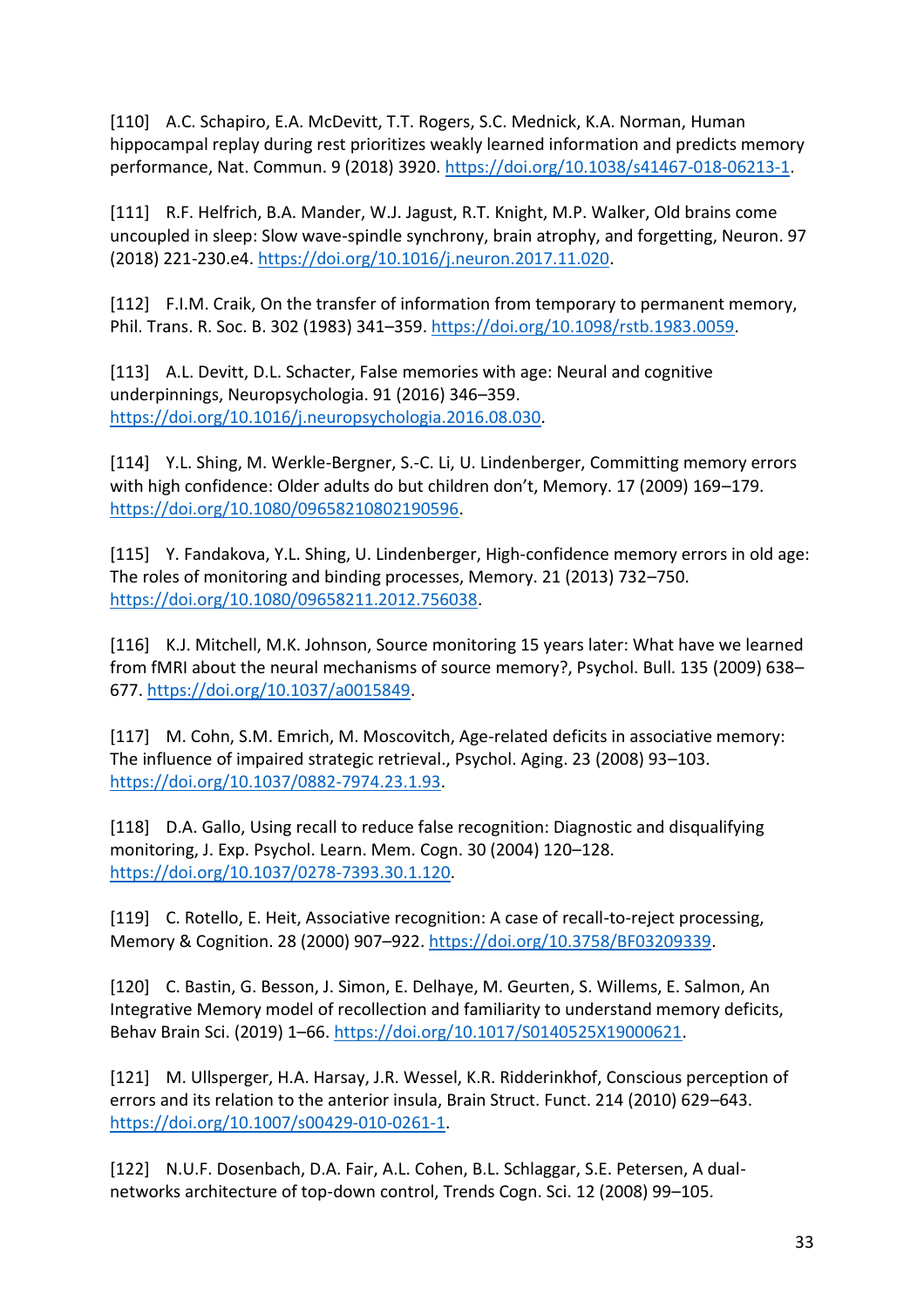[110] A.C. Schapiro, E.A. McDevitt, T.T. Rogers, S.C. Mednick, K.A. Norman, Human hippocampal replay during rest prioritizes weakly learned information and predicts memory performance, Nat. Commun. 9 (2018) 3920. https://doi.org/10.1038/s41467-018-06213-1.

[111] R.F. Helfrich, B.A. Mander, W.J. Jagust, R.T. Knight, M.P. Walker, Old brains come uncoupled in sleep: Slow wave-spindle synchrony, brain atrophy, and forgetting, Neuron. 97 (2018) 221-230.e4. https://doi.org/10.1016/j.neuron.2017.11.020.

[112] F.I.M. Craik, On the transfer of information from temporary to permanent memory, Phil. Trans. R. Soc. B. 302 (1983) 341–359. https://doi.org/10.1098/rstb.1983.0059.

[113] A.L. Devitt, D.L. Schacter, False memories with age: Neural and cognitive underpinnings, Neuropsychologia. 91 (2016) 346–359. https://doi.org/10.1016/j.neuropsychologia.2016.08.030.

[114] Y.L. Shing, M. Werkle-Bergner, S.-C. Li, U. Lindenberger, Committing memory errors with high confidence: Older adults do but children don't, Memory. 17 (2009) 169–179. https://doi.org/10.1080/09658210802190596.

[115] Y. Fandakova, Y.L. Shing, U. Lindenberger, High-confidence memory errors in old age: The roles of monitoring and binding processes, Memory. 21 (2013) 732–750. https://doi.org/10.1080/09658211.2012.756038.

[116] K.J. Mitchell, M.K. Johnson, Source monitoring 15 years later: What have we learned from fMRI about the neural mechanisms of source memory?, Psychol. Bull. 135 (2009) 638–677. https://doi.org/10.1037/a0015849.

[117] M. Cohn, S.M. Emrich, M. Moscovitch, Age-related deficits in associative memory: The influence of impaired strategic retrieval., Psychol. Aging. 23 (2008) 93–103. https://doi.org/10.1037/0882-7974.23.1.93.

[118] D.A. Gallo, Using recall to reduce false recognition: Diagnostic and disqualifying monitoring, J. Exp. Psychol. Learn. Mem. Cogn. 30 (2004) 120–128. https://doi.org/10.1037/0278-7393.30.1.120.

[119] C. Rotello, E. Heit, Associative recognition: A case of recall-to-reject processing, Memory & Cognition. 28 (2000) 907–922. https://doi.org/10.3758/BF03209339.

[120] C. Bastin, G. Besson, J. Simon, E. Delhaye, M. Geurten, S. Willems, E. Salmon, An Integrative Memory model of recollection and familiarity to understand memory deficits, Behav Brain Sci. (2019) 1–66. https://doi.org/10.1017/S0140525X19000621.

[121] M. Ullsperger, H.A. Harsay, J.R. Wessel, K.R. Ridderinkhof, Conscious perception of errors and its relation to the anterior insula, Brain Struct. Funct. 214 (2010) 629–643. https://doi.org/10.1007/s00429-010-0261-1.

[122] N.U.F. Dosenbach, D.A. Fair, A.L. Cohen, B.L. Schlaggar, S.E. Petersen, A dual-networks architecture of top-down control, Trends Cogn. Sci. 12 (2008) 99–105.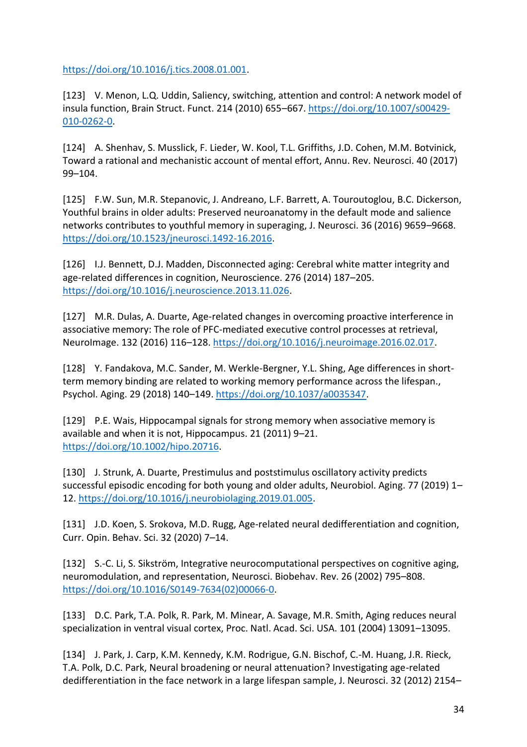https://doi.org/10.1016/j.tics.2008.01.001.

[123] V. Menon, L.Q. Uddin, Saliency, switching, attention and control: A network model of insula function, Brain Struct. Funct. 214 (2010) 655–667. https://doi.org/10.1007/s00429-010-0262-0.

[124] A. Shenhav, S. Musslick, F. Lieder, W. Kool, T.L. Griffiths, J.D. Cohen, M.M. Botvinick, Toward a rational and mechanistic account of mental effort, Annu. Rev. Neurosci. 40 (2017) 99–104.

[125] F.W. Sun, M.R. Stepanovic, J. Andreano, L.F. Barrett, A. Touroutoglou, B.C. Dickerson, Youthful brains in older adults: Preserved neuroanatomy in the default mode and salience networks contributes to youthful memory in superaging, J. Neurosci. 36 (2016) 9659–9668. https://doi.org/10.1523/jneurosci.1492-16.2016.

[126] I.J. Bennett, D.J. Madden, Disconnected aging: Cerebral white matter integrity and age-related differences in cognition, Neuroscience. 276 (2014) 187–205. https://doi.org/10.1016/j.neuroscience.2013.11.026.

[127] M.R. Dulas, A. Duarte, Age-related changes in overcoming proactive interference in associative memory: The role of PFC-mediated executive control processes at retrieval, NeuroImage. 132 (2016) 116–128. https://doi.org/10.1016/j.neuroimage.2016.02.017.

[128] Y. Fandakova, M.C. Sander, M. Werkle-Bergner, Y.L. Shing, Age differences in short-term memory binding are related to working memory performance across the lifespan., Psychol. Aging. 29 (2018) 140–149. https://doi.org/10.1037/a0035347.

[129] P.E. Wais, Hippocampal signals for strong memory when associative memory is available and when it is not, Hippocampus. 21 (2011) 9–21. https://doi.org/10.1002/hipo.20716.

[130] J. Strunk, A. Duarte, Prestimulus and poststimulus oscillatory activity predicts successful episodic encoding for both young and older adults, Neurobiol. Aging. 77 (2019) 1–12. https://doi.org/10.1016/j.neurobiolaging.2019.01.005.

[131] J.D. Koen, S. Srokova, M.D. Rugg, Age-related neural dedifferentiation and cognition, Curr. Opin. Behav. Sci. 32 (2020) 7–14.

[132] S.-C. Li, S. Sikström, Integrative neurocomputational perspectives on cognitive aging, neuromodulation, and representation, Neurosci. Biobehav. Rev. 26 (2002) 795–808. https://doi.org/10.1016/S0149-7634(02)00066-0.

[133] D.C. Park, T.A. Polk, R. Park, M. Minear, A. Savage, M.R. Smith, Aging reduces neural specialization in ventral visual cortex, Proc. Natl. Acad. Sci. USA. 101 (2004) 13091–13095.

[134] J. Park, J. Carp, K.M. Kennedy, K.M. Rodrigue, G.N. Bischof, C.-M. Huang, J.R. Rieck, T.A. Polk, D.C. Park, Neural broadening or neural attenuation? Investigating age-related dedifferentiation in the face network in a large lifespan sample, J. Neurosci. 32 (2012) 2154–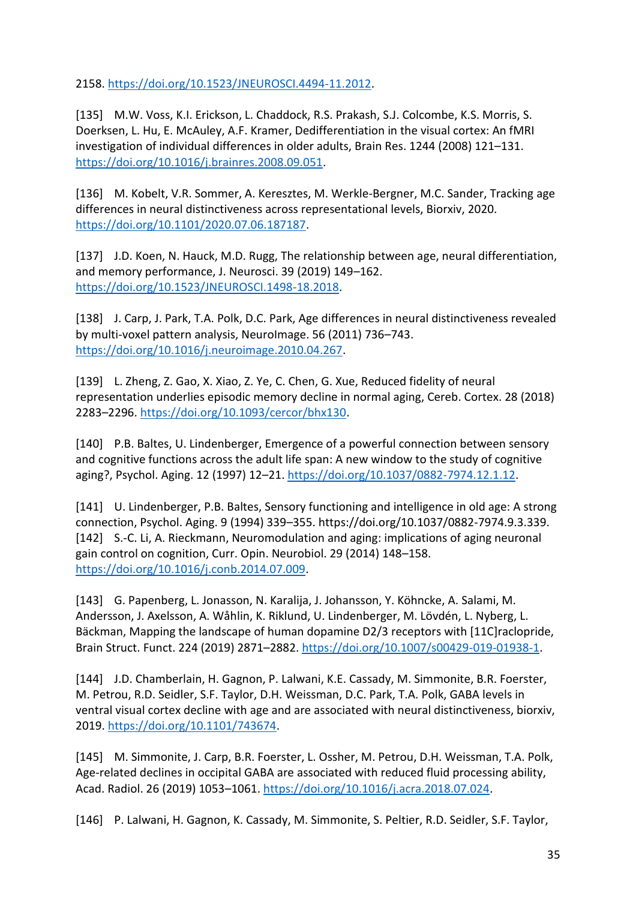2158. https://doi.org/10.1523/JNEUROSCI.4494-11.2012.

[135] M.W. Voss, K.I. Erickson, L. Chaddock, R.S. Prakash, S.J. Colcombe, K.S. Morris, S. Doerksen, L. Hu, E. McAuley, A.F. Kramer, Dedifferentiation in the visual cortex: An fMRI investigation of individual differences in older adults, Brain Res. 1244 (2008) 121–131. https://doi.org/10.1016/j.brainres.2008.09.051.

[136] M. Kobelt, V.R. Sommer, A. Keresztes, M. Werkle-Bergner, M.C. Sander, Tracking age differences in neural distinctiveness across representational levels, Biorxiv, 2020. https://doi.org/10.1101/2020.07.06.187187.

[137] J.D. Koen, N. Hauck, M.D. Rugg, The relationship between age, neural differentiation, and memory performance, J. Neurosci. 39 (2019) 149–162. https://doi.org/10.1523/JNEUROSCI.1498-18.2018.

[138] J. Carp, J. Park, T.A. Polk, D.C. Park, Age differences in neural distinctiveness revealed by multi-voxel pattern analysis, NeuroImage. 56 (2011) 736–743. https://doi.org/10.1016/j.neuroimage.2010.04.267.

[139] L. Zheng, Z. Gao, X. Xiao, Z. Ye, C. Chen, G. Xue, Reduced fidelity of neural representation underlies episodic memory decline in normal aging, Cereb. Cortex. 28 (2018) 2283–2296. https://doi.org/10.1093/cercor/bhx130.

[140] P.B. Baltes, U. Lindenberger, Emergence of a powerful connection between sensory and cognitive functions across the adult life span: A new window to the study of cognitive aging?, Psychol. Aging. 12 (1997) 12–21. https://doi.org/10.1037/0882-7974.12.1.12.

[141] U. Lindenberger, P.B. Baltes, Sensory functioning and intelligence in old age: A strong connection, Psychol. Aging. 9 (1994) 339–355. https://doi.org/10.1037/0882-7974.9.3.339.

[142] S.-C. Li, A. Rieckmann, Neuromodulation and aging: implications of aging neuronal gain control on cognition, Curr. Opin. Neurobiol. 29 (2014) 148–158. https://doi.org/10.1016/j.conb.2014.07.009.

[143] G. Papenberg, L. Jonasson, N. Karalija, J. Johansson, Y. Köhncke, A. Salami, M. Andersson, J. Axelsson, A. Wåhlin, K. Riklund, U. Lindenberger, M. Lövdén, L. Nyberg, L. Bäckman, Mapping the landscape of human dopamine D2/3 receptors with [11C]raclopride, Brain Struct. Funct. 224 (2019) 2871–2882. https://doi.org/10.1007/s00429-019-01938-1.

[144] J.D. Chamberlain, H. Gagnon, P. Lalwani, K.E. Cassady, M. Simmonite, B.R. Foerster, M. Petrou, R.D. Seidler, S.F. Taylor, D.H. Weissman, D.C. Park, T.A. Polk, GABA levels in ventral visual cortex decline with age and are associated with neural distinctiveness, biorxiv, 2019. https://doi.org/10.1101/743674.

[145] M. Simmonite, J. Carp, B.R. Foerster, L. Ossher, M. Petrou, D.H. Weissman, T.A. Polk, Age-related declines in occipital GABA are associated with reduced fluid processing ability, Acad. Radiol. 26 (2019) 1053–1061. https://doi.org/10.1016/j.acra.2018.07.024.

[146] P. Lalwani, H. Gagnon, K. Cassady, M. Simmonite, S. Peltier, R.D. Seidler, S.F. Taylor,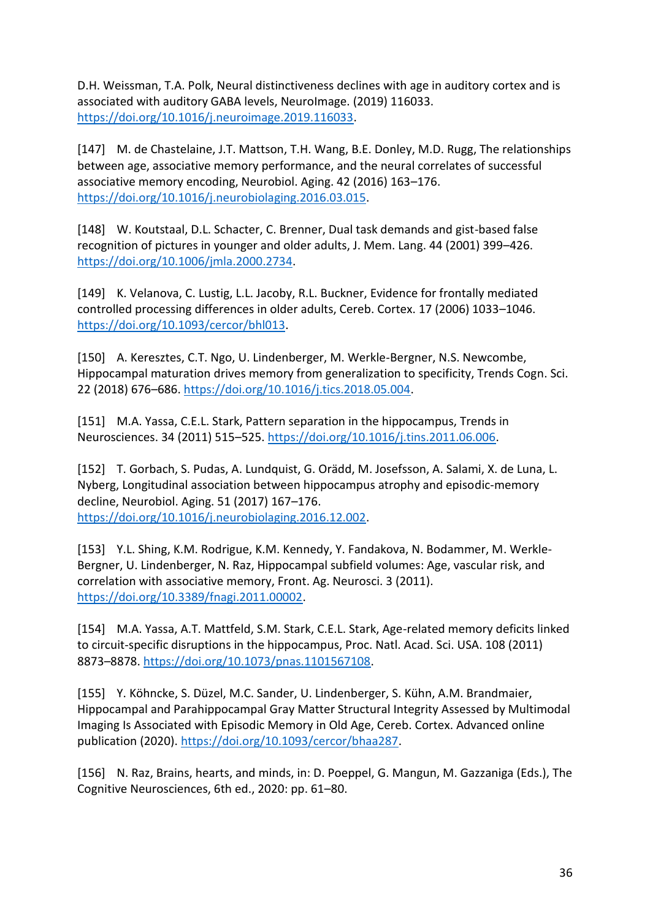D.H. Weissman, T.A. Polk, Neural distinctiveness declines with age in auditory cortex and is associated with auditory GABA levels, NeuroImage. (2019) 116033. https://doi.org/10.1016/j.neuroimage.2019.116033.

[147] M. de Chastelaine, J.T. Mattson, T.H. Wang, B.E. Donley, M.D. Rugg, The relationships between age, associative memory performance, and the neural correlates of successful associative memory encoding, Neurobiol. Aging. 42 (2016) 163–176. https://doi.org/10.1016/j.neurobiolaging.2016.03.015.

[148] W. Koutstaal, D.L. Schacter, C. Brenner, Dual task demands and gist-based false recognition of pictures in younger and older adults, J. Mem. Lang. 44 (2001) 399–426. https://doi.org/10.1006/jmla.2000.2734.

[149] K. Velanova, C. Lustig, L.L. Jacoby, R.L. Buckner, Evidence for frontally mediated controlled processing differences in older adults, Cereb. Cortex. 17 (2006) 1033–1046. https://doi.org/10.1093/cercor/bhl013.

[150] A. Keresztes, C.T. Ngo, U. Lindenberger, M. Werkle-Bergner, N.S. Newcombe, Hippocampal maturation drives memory from generalization to specificity, Trends Cogn. Sci. 22 (2018) 676–686. https://doi.org/10.1016/j.tics.2018.05.004.

[151] M.A. Yassa, C.E.L. Stark, Pattern separation in the hippocampus, Trends in Neurosciences. 34 (2011) 515–525. https://doi.org/10.1016/j.tins.2011.06.006.

[152] T. Gorbach, S. Pudas, A. Lundquist, G. Orädd, M. Josefsson, A. Salami, X. de Luna, L. Nyberg, Longitudinal association between hippocampus atrophy and episodic-memory decline, Neurobiol. Aging. 51 (2017) 167–176. https://doi.org/10.1016/j.neurobiolaging.2016.12.002.

[153] Y.L. Shing, K.M. Rodrigue, K.M. Kennedy, Y. Fandakova, N. Bodammer, M. Werkle-Bergner, U. Lindenberger, N. Raz, Hippocampal subfield volumes: Age, vascular risk, and correlation with associative memory, Front. Ag. Neurosci. 3 (2011). https://doi.org/10.3389/fnagi.2011.00002.

[154] M.A. Yassa, A.T. Mattfeld, S.M. Stark, C.E.L. Stark, Age-related memory deficits linked to circuit-specific disruptions in the hippocampus, Proc. Natl. Acad. Sci. USA. 108 (2011) 8873–8878. https://doi.org/10.1073/pnas.1101567108.

[155] Y. Köhncke, S. Düzel, M.C. Sander, U. Lindenberger, S. Kühn, A.M. Brandmaier, Hippocampal and Parahippocampal Gray Matter Structural Integrity Assessed by Multimodal Imaging Is Associated with Episodic Memory in Old Age, Cereb. Cortex. Advanced online publication (2020). https://doi.org/10.1093/cercor/bhaa287.

[156] N. Raz, Brains, hearts, and minds, in: D. Poeppel, G. Mangun, M. Gazzaniga (Eds.), The Cognitive Neurosciences, 6th ed., 2020: pp. 61–80.